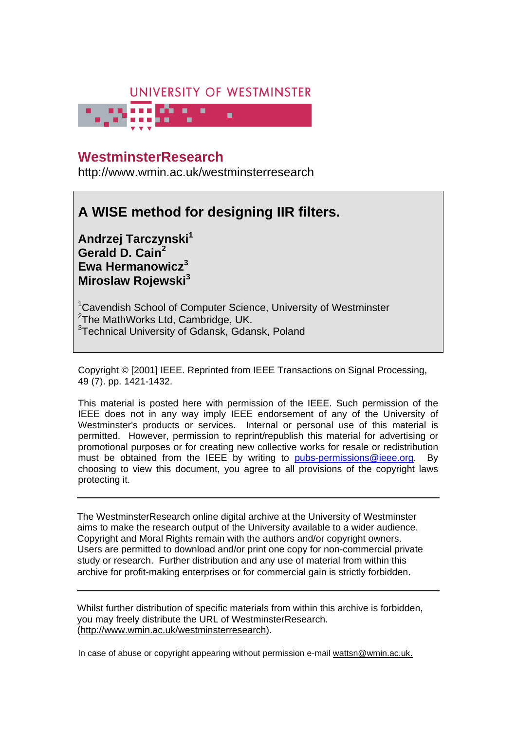UNIVERSITY OF WESTMINSTER

# WestminsterResearch

http://www.wmin.ac.uk/westminsterresearch

## A WISE method for designing IIR filters.

**Andrzej Tarczynski[1]**
**Gerald D. Cain[2]**
**Ewa Hermanowicz[3]**
**Miroslaw Rojewski[3]**

[1]Cavendish School of Computer Science, University of Westminster
[2]The MathWorks Ltd, Cambridge, UK.
[3]Technical University of Gdansk, Gdansk, Poland

Copyright © [2001] IEEE. Reprinted from IEEE Transactions on Signal Processing, 49 (7). pp. 1421-1432.

This material is posted here with permission of the IEEE. Such permission of the IEEE does not in any way imply IEEE endorsement of any of the University of Westminster's products or services. Internal or personal use of this material is permitted. However, permission to reprint/republish this material for advertising or promotional purposes or for creating new collective works for resale or redistribution must be obtained from the IEEE by writing to pubs-permissions@ieee.org. By choosing to view this document, you agree to all provisions of the copyright laws protecting it.

---

The WestminsterResearch online digital archive at the University of Westminster aims to make the research output of the University available to a wider audience. Copyright and Moral Rights remain with the authors and/or copyright owners. Users are permitted to download and/or print one copy for non-commercial private study or research. Further distribution and any use of material from within this archive for profit-making enterprises or for commercial gain is strictly forbidden.

---

Whilst further distribution of specific materials from within this archive is forbidden, you may freely distribute the URL of WestminsterResearch. (http://www.wmin.ac.uk/westminsterresearch).

In case of abuse or copyright appearing without permission e-mail wattsn@wmin.ac.uk.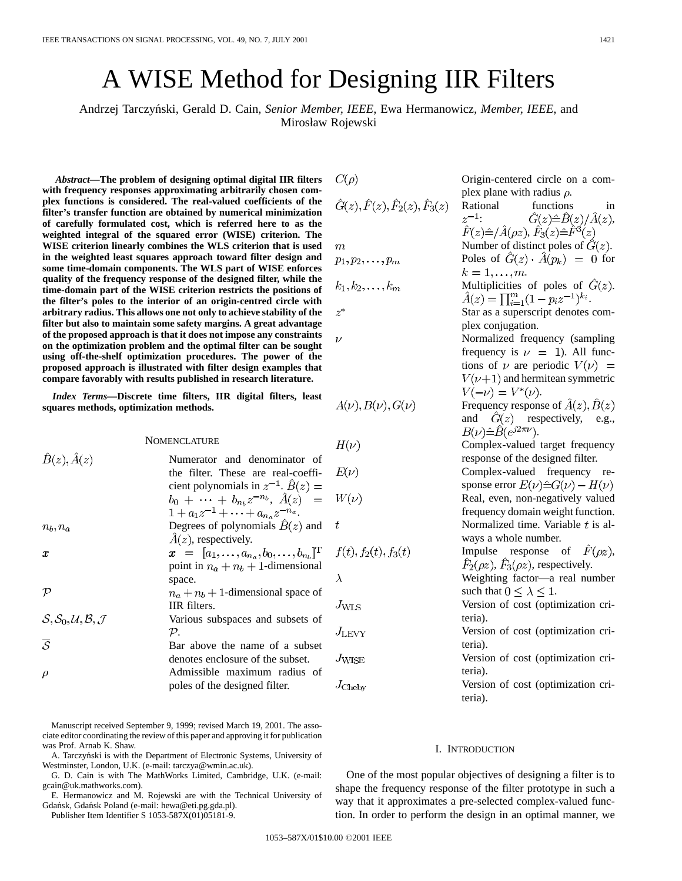# A WISE Method for Designing IIR Filters

Andrzej Tarczyński, Gerald D. Cain, *Senior Member, IEEE*, Ewa Hermanowicz, *Member, IEEE*, and Mirosław Rojewski

***Abstract*—The problem of designing optimal digital IIR filters with frequency responses approximating arbitrarily chosen complex functions is considered. The real-valued coefficients of the filter's transfer function are obtained by numerical minimization of carefully formulated cost, which is referred here to as the weighted integral of the squared error (WISE) criterion. The WISE criterion linearly combines the WLS criterion that is used in the weighted least squares approach toward filter design and some time-domain components. The WLS part of WISE enforces quality of the frequency response of the designed filter, while the time-domain part of the WISE criterion restricts the positions of the filter's poles to the interior of an origin-centred circle with arbitrary radius. This allows one not only to achieve stability of the filter but also to maintain some safety margins. A great advantage of the proposed approach is that it does not impose any constraints on the optimization problem and the optimal filter can be sought using off-the-shelf optimization procedures. The power of the proposed approach is illustrated with filter design examples that compare favorably with results published in research literature.**

***Index Terms*—Discrete time filters, IIR digital filters, least squares methods, optimization methods.**

## NOMENCLATURE

| | |
|---|---|
| $\hat{B}(z), \hat{A}(z)$ | Numerator and denominator of the filter. These are real-coefficient polynomials in $z^{-1}$. $\hat{B}(z) = b_0 + \cdots + b_{n_b}z^{-n_b}$, $\hat{A}(z) = 1 + a_1z^{-1} + \cdots + a_{n_a}z^{-n_a}$. |
| $n_b, n_a$ | Degrees of polynomials $\hat{B}(z)$ and $\hat{A}(z)$, respectively. |
| $\boldsymbol{x}$ | $\boldsymbol{x} = [a_1, \ldots, a_{n_a}, b_0, \ldots, b_{n_b}]^{\mathrm{T}}$ point in $n_a + n_b + 1$-dimensional space. |
| $\mathcal{P}$ | $n_a + n_b + 1$-dimensional space of IIR filters. |
| $\mathcal{S}, \mathcal{S}_0, \mathcal{U}, \mathcal{B}, \mathcal{J}$ | Various subspaces and subsets of $\mathcal{P}$. |
| $\overline{\mathcal{S}}$ | Bar above the name of a subset denotes enclosure of the subset. |
| $\rho$ | Admissible maximum radius of poles of the designed filter. |
| $C(\rho)$ | Origin-centered circle on a complex plane with radius $\rho$. |
| $\hat{G}(z), \hat{F}(z), \hat{F}_2(z), \hat{F}_3(z)$ | Rational functions in $z^{-1}$: $\hat{G}(z) \hat{=} \hat{B}(z)/\hat{A}(z)$, $\hat{F}(z) \hat{=} /\hat{A}(\rho z)$, $\hat{F}_3(z) \hat{=} \hat{F}^3(z)$ |
| $m$ | Number of distinct poles of $\hat{G}(z)$. |
| $p_1, p_2, \ldots, p_m$ | Poles of $\hat{G}(z) \cdot \hat{A}(p_k) = 0$ for $k = 1, \ldots, m$. |
| $k_1, k_2, \ldots, k_m$ | Multiplicities of poles of $\hat{G}(z)$. $\hat{A}(z) = \prod_{i=1}^{m}(1 - p_i z^{-1})^{k_i}$. |
| $z^*$ | Star as a superscript denotes complex conjugation. |
| $\nu$ | Normalized frequency (sampling frequency is $\nu = 1$). All functions of $\nu$ are periodic $V(\nu) = V(\nu + 1)$ and hermitean symmetric $V(-\nu) = V^*(\nu)$. |
| $A(\nu), B(\nu), G(\nu)$ | Frequency response of $\hat{A}(z), \hat{B}(z)$ and $\hat{G}(z)$ respectively, e.g., $B(\nu) \hat{=} \hat{B}(e^{j2\pi\nu})$. |
| $H(\nu)$ | Complex-valued target frequency response of the designed filter. |
| $E(\nu)$ | Complex-valued frequency response error $E(\nu) \hat{=} G(\nu) - H(\nu)$ |
| $W(\nu)$ | Real, even, non-negatively valued frequency domain weight function. |
| $t$ | Normalized time. Variable $t$ is always a whole number. |
| $f(t), f_2(t), f_3(t)$ | Impulse response of $\hat{F}(\rho z)$, $\hat{F}_2(\rho z)$, $\hat{F}_3(\rho z)$, respectively. |
| $\lambda$ | Weighting factor—a real number such that $0 \leq \lambda \leq 1$. |
| $J_{\mathrm{WLS}}$ | Version of cost (optimization criteria). |
| $J_{\mathrm{LEVY}}$ | Version of cost (optimization criteria). |
| $J_{\mathrm{WISE}}$ | Version of cost (optimization criteria). |
| $J_{\mathrm{Cheby}}$ | Version of cost (optimization criteria). |

Manuscript received September 9, 1999; revised March 19, 2001. The associate editor coordinating the review of this paper and approving it for publication was Prof. Arnab K. Shaw.

A. Tarczyński is with the Department of Electronic Systems, University of Westminster, London, U.K. (e-mail: tarczya@wmin.ac.uk).

G. D. Cain is with The MathWorks Limited, Cambridge, U.K. (e-mail: gcain@uk.mathworks.com).

E. Hermanowicz and M. Rojewski are with the Technical University of Gdańsk, Gdańsk Poland (e-mail: hewa@eti.pg.gda.pl).

Publisher Item Identifier S 1053-587X(01)05181-9.

## I. INTRODUCTION

One of the most popular objectives of designing a filter is to shape the frequency response of the filter prototype in such a way that it approximates a pre-selected complex-valued function. In order to perform the design in an optimal manner, we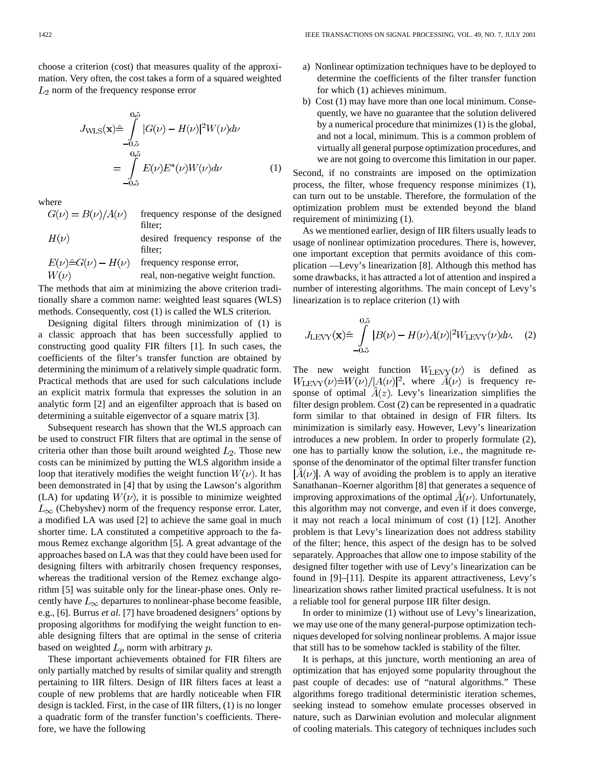choose a criterion (cost) that measures quality of the approximation. Very often, the cost takes a form of a squared weighted $L_2$ norm of the frequency response error

$$
\begin{aligned}
J_{\mathrm{WLS}}(\mathbf{x}) &\hat{=} \int_{-0.5}^{0.5} |G(\nu) - H(\nu)|^2 W(\nu) d\nu \\
&= \int_{-0.5}^{0.5} E(\nu) E^*(\nu) W(\nu) d\nu
\end{aligned}
\tag{1}
$$

where

- $G(\nu) = B(\nu)/A(\nu)$ frequency response of the designed filter;
- $H(\nu)$ desired frequency response of the filter;
- $E(\nu) \hat{=} G(\nu) - H(\nu)$ frequency response error,
- $W(\nu)$ real, non-negative weight function.

The methods that aim at minimizing the above criterion traditionally share a common name: weighted least squares (WLS) methods. Consequently, cost (1) is called the WLS criterion.

Designing digital filters through minimization of (1) is a classic approach that has been successfully applied to constructing good quality FIR filters [1]. In such cases, the coefficients of the filter's transfer function are obtained by determining the minimum of a relatively simple quadratic form. Practical methods that are used for such calculations include an explicit matrix formula that expresses the solution in an analytic form [2] and an eigenfilter approach that is based on determining a suitable eigenvector of a square matrix [3].

Subsequent research has shown that the WLS approach can be used to construct FIR filters that are optimal in the sense of criteria other than those built around weighted $L_2$. Those new costs can be minimized by putting the WLS algorithm inside a loop that iteratively modifies the weight function $W(\nu)$. It has been demonstrated in [4] that by using the Lawson's algorithm (LA) for updating $W(\nu)$, it is possible to minimize weighted $L_\infty$ (Chebyshev) norm of the frequency response error. Later, a modified LA was used [2] to achieve the same goal in much shorter time. LA constituted a competitive approach to the famous Remez exchange algorithm [5]. A great advantage of the approaches based on LA was that they could have been used for designing filters with arbitrarily chosen frequency responses, whereas the traditional version of the Remez exchange algorithm [5] was suitable only for the linear-phase ones. Only recently have $L_\infty$ departures to nonlinear-phase become feasible, e.g., [6]. Burrus *et al.* [7] have broadened designers' options by proposing algorithms for modifying the weight function to enable designing filters that are optimal in the sense of criteria based on weighted $L_p$ norm with arbitrary $p$.

These important achievements obtained for FIR filters are only partially matched by results of similar quality and strength pertaining to IIR filters. Design of IIR filters faces at least a couple of new problems that are hardly noticeable when FIR design is tackled. First, in the case of IIR filters, (1) is no longer a quadratic form of the transfer function's coefficients. Therefore, we have the following

a) Nonlinear optimization techniques have to be deployed to determine the coefficients of the filter transfer function for which (1) achieves minimum.

b) Cost (1) may have more than one local minimum. Consequently, we have no guarantee that the solution delivered by a numerical procedure that minimizes (1) is the global, and not a local, minimum. This is a common problem of virtually all general purpose optimization procedures, and we are not going to overcome this limitation in our paper.

Second, if no constraints are imposed on the optimization process, the filter, whose frequency response minimizes (1), can turn out to be unstable. Therefore, the formulation of the optimization problem must be extended beyond the bland requirement of minimizing (1).

As we mentioned earlier, design of IIR filters usually leads to usage of nonlinear optimization procedures. There is, however, one important exception that permits avoidance of this complication —Levy's linearization [8]. Although this method has some drawbacks, it has attracted a lot of attention and inspired a number of interesting algorithms. The main concept of Levy's linearization is to replace criterion (1) with

$$
J_{\mathrm{LEVY}}(\mathbf{x}) \hat{=} \int_{-0.5}^{0.5} |B(\nu) - H(\nu)A(\nu)|^2 W_{\mathrm{LEVY}}(\nu) d\nu. \tag{2}
$$

The new weight function $W_{\mathrm{LEVY}}(\nu)$ is defined as $W_{\mathrm{LEVY}}(\nu) \hat{=} W(\nu)/|\hat{A}(\nu)|^2$, where $\hat{A}(\nu)$ is frequency response of optimal $\hat{A}(z)$. Levy's linearization simplifies the filter design problem. Cost (2) can be represented in a quadratic form similar to that obtained in design of FIR filters. Its minimization is similarly easy. However, Levy's linearization introduces a new problem. In order to properly formulate (2), one has to partially know the solution, i.e., the magnitude response of the denominator of the optimal filter transfer function $|\hat{A}(\nu)|$. A way of avoiding the problem is to apply an iterative Sanathanan–Koerner algorithm [8] that generates a sequence of improving approximations of the optimal $\hat{A}(\nu)$. Unfortunately, this algorithm may not converge, and even if it does converge, it may not reach a local minimum of cost (1) [12]. Another problem is that Levy's linearization does not address stability of the filter; hence, this aspect of the design has to be solved separately. Approaches that allow one to impose stability of the designed filter together with use of Levy's linearization can be found in [9]–[11]. Despite its apparent attractiveness, Levy's linearization shows rather limited practical usefulness. It is not a reliable tool for general purpose IIR filter design.

In order to minimize (1) without use of Levy's linearization, we may use one of the many general-purpose optimization techniques developed for solving nonlinear problems. A major issue that still has to be somehow tackled is stability of the filter.

It is perhaps, at this juncture, worth mentioning an area of optimization that has enjoyed some popularity throughout the past couple of decades: use of "natural algorithms." These algorithms forego traditional deterministic iteration schemes, seeking instead to somehow emulate processes observed in nature, such as Darwinian evolution and molecular alignment of cooling materials. This category of techniques includes such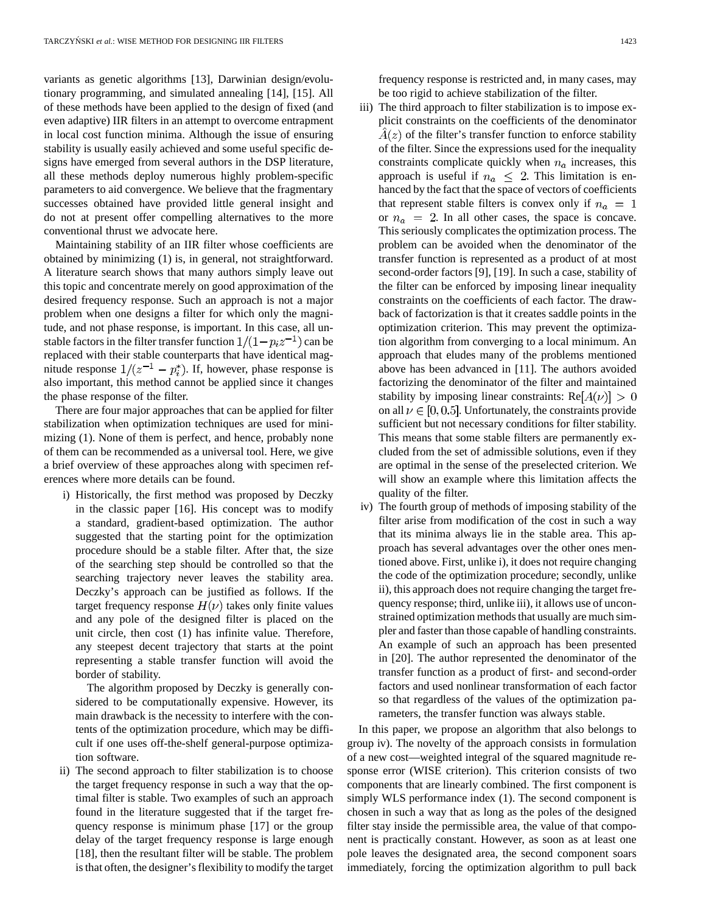variants as genetic algorithms [13], Darwinian design/evolutionary programming, and simulated annealing [14], [15]. All of these methods have been applied to the design of fixed (and even adaptive) IIR filters in an attempt to overcome entrapment in local cost function minima. Although the issue of ensuring stability is usually easily achieved and some useful specific designs have emerged from several authors in the DSP literature, all these methods deploy numerous highly problem-specific parameters to aid convergence. We believe that the fragmentary successes obtained have provided little general insight and do not at present offer compelling alternatives to the more conventional thrust we advocate here.

Maintaining stability of an IIR filter whose coefficients are obtained by minimizing (1) is, in general, not straightforward. A literature search shows that many authors simply leave out this topic and concentrate merely on good approximation of the desired frequency response. Such an approach is not a major problem when one designs a filter for which only the magnitude, and not phase response, is important. In this case, all unstable factors in the filter transfer function $1/(1-p_i z^{-1})$ can be replaced with their stable counterparts that have identical magnitude response $1/(z^{-1} - p_i^*)$. If, however, phase response is also important, this method cannot be applied since it changes the phase response of the filter.

There are four major approaches that can be applied for filter stabilization when optimization techniques are used for minimizing (1). None of them is perfect, and hence, probably none of them can be recommended as a universal tool. Here, we give a brief overview of these approaches along with specimen references where more details can be found.

i) Historically, the first method was proposed by Deczky in the classic paper [16]. His concept was to modify a standard, gradient-based optimization. The author suggested that the starting point for the optimization procedure should be a stable filter. After that, the size of the searching step should be controlled so that the searching trajectory never leaves the stability area. Deczky's approach can be justified as follows. If the target frequency response $H(\nu)$ takes only finite values and any pole of the designed filter is placed on the unit circle, then cost (1) has infinite value. Therefore, any steepest decent trajectory that starts at the point representing a stable transfer function will avoid the border of stability.

   The algorithm proposed by Deczky is generally considered to be computationally expensive. However, its main drawback is the necessity to interfere with the contents of the optimization procedure, which may be difficult if one uses off-the-shelf general-purpose optimization software.

ii) The second approach to filter stabilization is to choose the target frequency response in such a way that the optimal filter is stable. Two examples of such an approach found in the literature suggested that if the target frequency response is minimum phase [17] or the group delay of the target frequency response is large enough [18], then the resultant filter will be stable. The problem is that often, the designer's flexibility to modify the target frequency response is restricted and, in many cases, may be too rigid to achieve stabilization of the filter.

iii) The third approach to filter stabilization is to impose explicit constraints on the coefficients of the denominator $\hat{A}(z)$ of the filter's transfer function to enforce stability of the filter. Since the expressions used for the inequality constraints complicate quickly when $n_a$ increases, this approach is useful if $n_a \leq 2$. This limitation is enhanced by the fact that the space of vectors of coefficients that represent stable filters is convex only if $n_a = 1$ or $n_a = 2$. In all other cases, the space is concave. This seriously complicates the optimization process. The problem can be avoided when the denominator of the transfer function is represented as a product of at most second-order factors [9], [19]. In such a case, stability of the filter can be enforced by imposing linear inequality constraints on the coefficients of each factor. The drawback of factorization is that it creates saddle points in the optimization criterion. This may prevent the optimization algorithm from converging to a local minimum. An approach that eludes many of the problems mentioned above has been advanced in [11]. The authors avoided factorizing the denominator of the filter and maintained stability by imposing linear constraints: $\mathrm{Re}[A(\nu)] > 0$ on all $\nu \in [0, 0.5]$. Unfortunately, the constraints provide sufficient but not necessary conditions for filter stability. This means that some stable filters are permanently excluded from the set of admissible solutions, even if they are optimal in the sense of the preselected criterion. We will show an example where this limitation affects the quality of the filter.

iv) The fourth group of methods of imposing stability of the filter arise from modification of the cost in such a way that its minima always lie in the stable area. This approach has several advantages over the other ones mentioned above. First, unlike i), it does not require changing the code of the optimization procedure; secondly, unlike ii), this approach does not require changing the target frequency response; third, unlike iii), it allows use of unconstrained optimization methods that usually are much simpler and faster than those capable of handling constraints. An example of such an approach has been presented in [20]. The author represented the denominator of the transfer function as a product of first- and second-order factors and used nonlinear transformation of each factor so that regardless of the values of the optimization parameters, the transfer function was always stable.

In this paper, we propose an algorithm that also belongs to group iv). The novelty of the approach consists in formulation of a new cost—weighted integral of the squared magnitude response error (WISE criterion). This criterion consists of two components that are linearly combined. The first component is simply WLS performance index (1). The second component is chosen in such a way that as long as the poles of the designed filter stay inside the permissible area, the value of that component is practically constant. However, as soon as at least one pole leaves the designated area, the second component soars immediately, forcing the optimization algorithm to pull back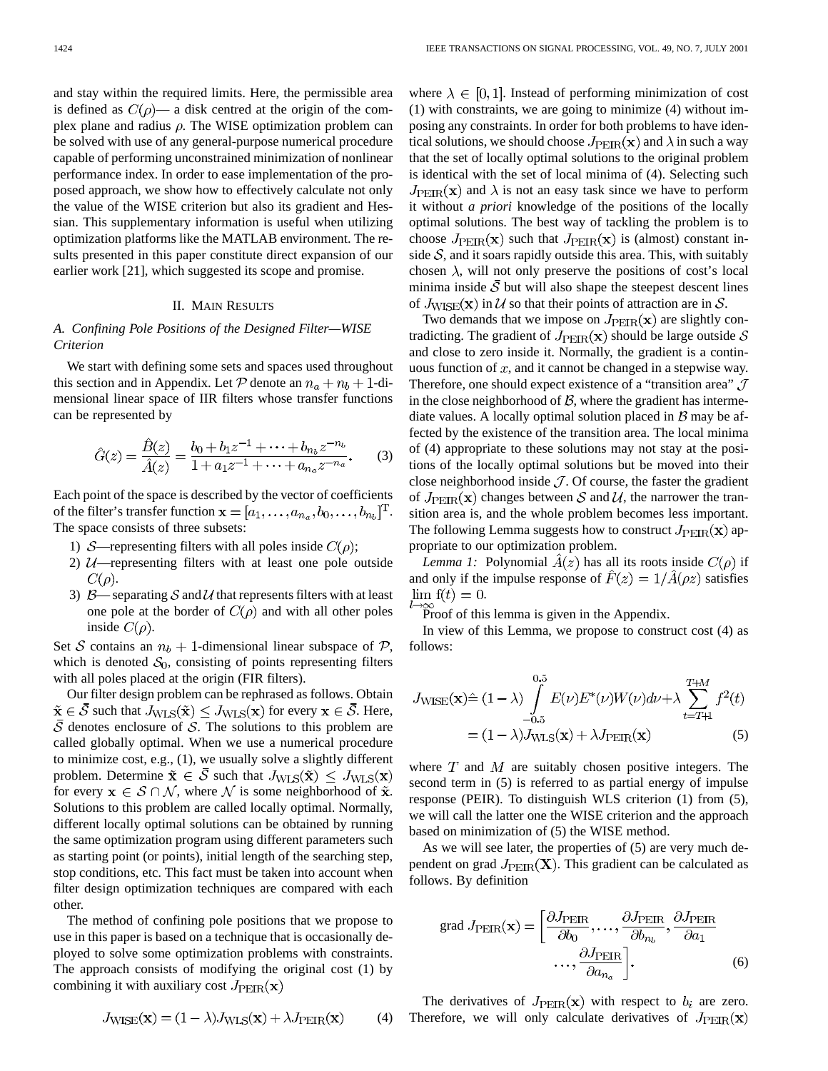and stay within the required limits. Here, the permissible area is defined as $C(\rho)$— a disk centred at the origin of the complex plane and radius $\rho$. The WISE optimization problem can be solved with use of any general-purpose numerical procedure capable of performing unconstrained minimization of nonlinear performance index. In order to ease implementation of the proposed approach, we show how to effectively calculate not only the value of the WISE criterion but also its gradient and Hessian. This supplementary information is useful when utilizing optimization platforms like the MATLAB environment. The results presented in this paper constitute direct expansion of our earlier work [21], which suggested its scope and promise.

## II. Main Results

### A. Confining Pole Positions of the Designed Filter—WISE Criterion

We start with defining some sets and spaces used throughout this section and in Appendix. Let $\mathcal{P}$ denote an $n_a + n_b + 1$-dimensional linear space of IIR filters whose transfer functions can be represented by

$$\hat{G}(z) = \frac{\hat{B}(z)}{\hat{A}(z)} = \frac{b_0 + b_1 z^{-1} + \cdots + b_{n_b} z^{-n_b}}{1 + a_1 z^{-1} + \cdots + a_{n_a} z^{-n_a}}. \quad (3)$$

Each point of the space is described by the vector of coefficients of the filter's transfer function $\mathbf{x} = [a_1, \ldots, a_{n_a}, b_0, \ldots, b_{n_b}]^{\mathrm{T}}$. The space consists of three subsets:

1) $\mathcal{S}$—representing filters with all poles inside $C(\rho)$;
2) $\mathcal{U}$—representing filters with at least one pole outside $C(\rho)$.
3) $\mathcal{B}$— separating $\mathcal{S}$ and $\mathcal{U}$ that represents filters with at least one pole at the border of $C(\rho)$ and with all other poles inside $C(\rho)$.

Set $\mathcal{S}$ contains an $n_b + 1$-dimensional linear subspace of $\mathcal{P}$, which is denoted $\mathcal{S}_0$, consisting of points representing filters with all poles placed at the origin (FIR filters).

Our filter design problem can be rephrased as follows. Obtain $\tilde{\mathbf{x}} \in \bar{\mathcal{S}}$ such that $J_{\mathrm{WLS}}(\tilde{\mathbf{x}}) \leq J_{\mathrm{WLS}}(\mathbf{x})$ for every $\mathbf{x} \in \bar{\mathcal{S}}$. Here, $\bar{\mathcal{S}}$ denotes enclosure of $\mathcal{S}$. The solutions to this problem are called globally optimal. When we use a numerical procedure to minimize cost, e.g., (1), we usually solve a slightly different problem. Determine $\tilde{\mathbf{x}} \in \bar{\mathcal{S}}$ such that $J_{\mathrm{WLS}}(\tilde{\mathbf{x}}) \leq J_{\mathrm{WLS}}(\mathbf{x})$ for every $\mathbf{x} \in \mathcal{S} \cap \mathcal{N}$, where $\mathcal{N}$ is some neighborhood of $\tilde{\mathbf{x}}$. Solutions to this problem are called locally optimal. Normally, different locally optimal solutions can be obtained by running the same optimization program using different parameters such as starting point (or points), initial length of the searching step, stop conditions, etc. This fact must be taken into account when filter design optimization techniques are compared with each other.

The method of confining pole positions that we propose to use in this paper is based on a technique that is occasionally deployed to solve some optimization problems with constraints. The approach consists of modifying the original cost (1) by combining it with auxiliary cost $J_{\mathrm{PEIR}}(\mathbf{x})$

$$J_{\mathrm{WISE}}(\mathbf{x}) = (1 - \lambda) J_{\mathrm{WLS}}(\mathbf{x}) + \lambda J_{\mathrm{PEIR}}(\mathbf{x}) \quad (4)$$

where $\lambda \in [0, 1]$. Instead of performing minimization of cost (1) with constraints, we are going to minimize (4) without imposing any constraints. In order for both problems to have identical solutions, we should choose $J_{\mathrm{PEIR}}(\mathbf{x})$ and $\lambda$ in such a way that the set of locally optimal solutions to the original problem is identical with the set of local minima of (4). Selecting such $J_{\mathrm{PEIR}}(\mathbf{x})$ and $\lambda$ is not an easy task since we have to perform it without *a priori* knowledge of the positions of the locally optimal solutions. The best way of tackling the problem is to choose $J_{\mathrm{PEIR}}(\mathbf{x})$ such that $J_{\mathrm{PEIR}}(\mathbf{x})$ is (almost) constant inside $\mathcal{S}$, and it soars rapidly outside this area. This, with suitably chosen $\lambda$, will not only preserve the positions of cost's local minima inside $\bar{\mathcal{S}}$ but will also shape the steepest descent lines of $J_{\mathrm{WISE}}(\mathbf{x})$ in $\mathcal{U}$ so that their points of attraction are in $\mathcal{S}$.

Two demands that we impose on $J_{\mathrm{PEIR}}(\mathbf{x})$ are slightly contradicting. The gradient of $J_{\mathrm{PEIR}}(\mathbf{x})$ should be large outside $\mathcal{S}$ and close to zero inside it. Normally, the gradient is a continuous function of $x$, and it cannot be changed in a stepwise way. Therefore, one should expect existence of a "transition area" $\mathcal{J}$ in the close neighborhood of $\mathcal{B}$, where the gradient has intermediate values. A locally optimal solution placed in $\mathcal{B}$ may be affected by the existence of the transition area. The local minima of (4) appropriate to these solutions may not stay at the positions of the locally optimal solutions but be moved into their close neighborhood inside $\mathcal{J}$. Of course, the faster the gradient of $J_{\mathrm{PEIR}}(\mathbf{x})$ changes between $\mathcal{S}$ and $\mathcal{U}$, the narrower the transition area is, and the whole problem becomes less important. The following Lemma suggests how to construct $J_{\mathrm{PEIR}}(\mathbf{x})$ appropriate to our optimization problem.

*Lemma 1:* Polynomial $\hat{A}(z)$ has all its roots inside $C(\rho)$ if and only if the impulse response of $\hat{F}(z) = 1/\hat{A}(\rho z)$ satisfies $\lim_{l \to \infty} \mathrm{f}(t) = 0$.

Proof of this lemma is given in the Appendix.

In view of this Lemma, we propose to construct cost (4) as follows:

$$\begin{aligned} J_{\mathrm{WISE}}(\mathbf{x}) &\hat{=} (1 - \lambda) \int_{-0.5}^{0.5} E(\nu) E^{*}(\nu) W(\nu) d\nu + \lambda \sum_{t=T+1}^{T+M} f^2(t) \\ &= (1 - \lambda) J_{\mathrm{WLS}}(\mathbf{x}) + \lambda J_{\mathrm{PEIR}}(\mathbf{x}) \end{aligned} \quad (5)$$

where $T$ and $M$ are suitably chosen positive integers. The second term in (5) is referred to as partial energy of impulse response (PEIR). To distinguish WLS criterion (1) from (5), we will call the latter one the WISE criterion and the approach based on minimization of (5) the WISE method.

As we will see later, the properties of (5) are very much dependent on grad $J_{\mathrm{PEIR}}(\mathbf{X})$. This gradient can be calculated as follows. By definition

$$\text{grad } J_{\mathrm{PEIR}}(\mathbf{x}) = \left[ \frac{\partial J_{\mathrm{PEIR}}}{\partial b_0}, \ldots, \frac{\partial J_{\mathrm{PEIR}}}{\partial b_{n_b}}, \frac{\partial J_{\mathrm{PEIR}}}{\partial a_1} \ldots, \frac{\partial J_{\mathrm{PEIR}}}{\partial a_{n_a}} \right]. \quad (6)$$

The derivatives of $J_{\mathrm{PEIR}}(\mathbf{x})$ with respect to $b_i$ are zero. Therefore, we will only calculate derivatives of $J_{\mathrm{PEIR}}(\mathbf{x})$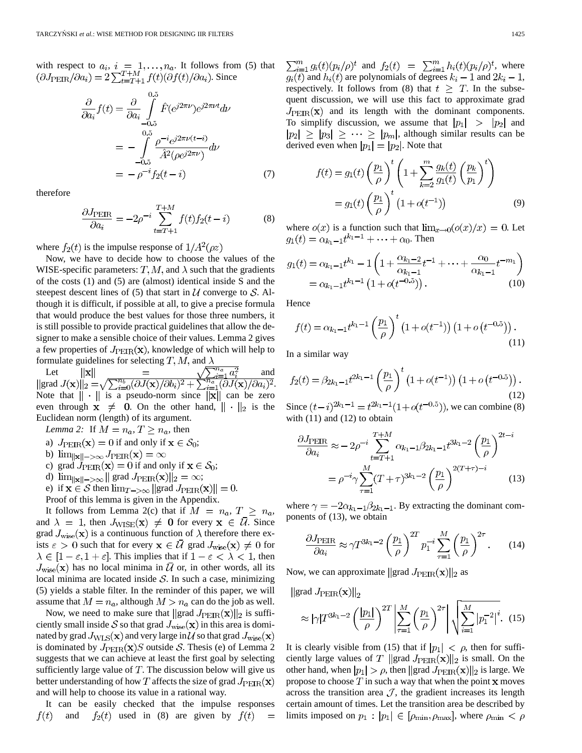with respect to $a_i$, $i = 1, \ldots, n_a$. It follows from (5) that $(\partial J_{\rm PEIR}/\partial a_i) = 2\sum_{t=T+1}^{T+M} f(t)(\partial f(t)/\partial a_i)$. Since

$$\begin{aligned}\frac{\partial}{\partial a_i} f(t) &= \frac{\partial}{\partial a_i}\int_{-0.5}^{0.5} \hat{F}(e^{j2\pi\nu})e^{j2\pi\nu t}d\nu \\ &= -\int_{-0.5}^{0.5} \frac{\rho^{-i}e^{j2\pi\nu(t-i)}}{\hat{A}^2(\rho e^{j2\pi\nu})}d\nu \\ &= -\rho^{-i} f_2(t-i) \end{aligned} \tag{7}$$

therefore

$$\frac{\partial J_{\rm PEIR}}{\partial a_i} = -2\rho^{-i}\sum_{t=T+1}^{T+M} f(t)f_2(t-i) \tag{8}$$

where $f_2(t)$ is the impulse response of $1/A^2(\rho z)$

Now, we have to decide how to choose the values of the WISE-specific parameters: $T, M$, and $\lambda$ such that the gradients of the costs (1) and (5) are (almost) identical inside S and the steepest descent lines of (5) that start in $\mathcal{U}$ converge to $\mathcal{S}$. Although it is difficult, if possible at all, to give a precise formula that would produce the best values for those three numbers, it is still possible to provide practical guidelines that allow the designer to make a sensible choice of their values. Lemma 2 gives a few properties of $J_{\rm PEIR}(\mathbf{x})$, knowledge of which will help to formulate guidelines for selecting $T, M$, and $\lambda$

Let $\|\mathbf{x}\| = \sqrt{\sum_{i=1}^{n_a} a_i^2}$ and $\|\text{grad } J(\mathbf{x})\|_2 = \sqrt{\sum_{i=0}^{n_b}(\partial J(\mathbf{x})/\partial b_i)^2 + \sum_{i=1}^{n_a}(\partial J(\mathbf{x})/\partial a_i)^2}$. Note that $\|\cdot\|$ is a pseudo-norm since $\|\mathbf{x}\|$ can be zero even through $\mathbf{x} \neq \mathbf{0}$. On the other hand, $\|\cdot\|_2$ is the Euclidean norm (length) of its argument.

*Lemma 2:* If $M = n_a, T \geq n_a$, then

a) $J_{\rm PEIR}(\mathbf{x}) = 0$ if and only if $\mathbf{x} \in \mathcal{S}_0$;
b) $\lim_{\|\mathbf{x}\| -> \infty} J_{\rm PEIR}(\mathbf{x}) = \infty$
c) grad $J_{\rm PEIR}(\mathbf{x}) = 0$ if and only if $\mathbf{x} \in \mathcal{S}_0$;
d) $\lim_{\|\mathbf{x}\| -> \infty} \|$ grad $J_{\rm PEIR}(\mathbf{x})\|_2 = \infty$;
e) if $\mathbf{x} \in \mathcal{S}$ then $\lim_{T -> \infty} \|$grad $J_{\rm PEIR}(\mathbf{x})\| = 0$.

Proof of this lemma is given in the Appendix.

It follows from Lemma 2(c) that if $M = n_a$, $T \geq n_a$, and $\lambda = 1$, then $J_{\rm WISE}(\mathbf{x}) \neq \mathbf{0}$ for every $\mathbf{x} \in \bar{\mathcal{U}}$. Since grad $J_{\rm wise}(\mathbf{x})$ is a continuous function of $\lambda$ therefore there exists $\varepsilon > 0$ such that for every $\mathbf{x} \in \bar{\mathcal{U}}$ grad $J_{\rm wise}(\mathbf{x}) \neq 0$ for $\lambda \in [1-\varepsilon, 1+\varepsilon]$. This implies that if $1-\varepsilon < \lambda < 1$, then $J_{\rm wise}(\mathbf{x})$ has no local minima in $\bar{\mathcal{U}}$ or, in other words, all its local minima are located inside $\mathcal{S}$. In such a case, minimizing (5) yields a stable filter. In the reminder of this paper, we will assume that $M = n_a$, although $M > n_a$ can do the job as well.

Now, we need to make sure that $\|$grad $J_{\rm PEIR}(\mathbf{x})\|_2$ is sufficiently small inside $\mathcal{S}$ so that grad $J_{\rm wise}(\mathbf{x})$ in this area is dominated by grad $J_{\rm WLS}(\mathbf{x})$ and very large in $\mathcal{U}$ so that grad $J_{\rm wise}(\mathbf{x})$ is dominated by $J_{\rm PEIR}(\mathbf{x})S$ outside $\mathcal{S}$. Thesis (e) of Lemma 2 suggests that we can achieve at least the first goal by selecting sufficiently large value of $T$. The discussion below will give us better understanding of how $T$ affects the size of grad $J_{\rm PEIR}(\mathbf{x})$ and will help to choose its value in a rational way.

It can be easily checked that the impulse responses $f(t)$ and $f_2(t)$ used in (8) are given by $f(t) = \sum_{i=1}^m g_i(t)(p_i/\rho)^t$ and $f_2(t) = \sum_{i=1}^m h_i(t)(p_i/\rho)^t$, where $g_i(t)$ and $h_i(t)$ are polynomials of degrees $k_i - 1$ and $2k_i - 1$, respectively. It follows from (8) that $t \geq T$. In the subsequent discussion, we will use this fact to approximate grad $J_{\rm PEIR}(\mathbf{x})$ and its length with the dominant components. To simplify discussion, we assume that $|p_1| > |p_2|$ and $|p_2| \geq |p_3| \geq \cdots \geq |p_m|$, although similar results can be derived even when $|p_1| = |p_2|$. Note that

$$\begin{aligned} f(t) &= g_1(t)\left(\frac{p_1}{\rho}\right)^t \left(1 + \sum_{k=2}^m \frac{g_k(t)}{g_1(t)}\left(\frac{p_k}{p_1}\right)^t\right) \\ &= g_1(t)\left(\frac{p_1}{\rho}\right)^t \left(1 + o(t^{-1})\right) \end{aligned} \tag{9}$$

where $o(x)$ is a function such that $\lim_{x\to 0}(o(x)/x) = 0$. Let $g_1(t) = \alpha_{k_1-1}t^{k_1-1} + \cdots + \alpha_0$. Then

$$\begin{aligned} g_1(t) &= \alpha_{k_1-1}t^{k_1} - 1\left(1 + \frac{\alpha_{k_1-2}}{\alpha_{k_1-1}}t^{-1} + \cdots + \frac{\alpha_0}{\alpha_{k_1-1}}t^{-m_1}\right) \\ &= \alpha_{k_1-1}t^{k_1-1}\left(1 + o(t^{-0.5})\right). \end{aligned} \tag{10}$$

Hence

$$f(t) = \alpha_{k_1-1}t^{k_1-1}\left(\frac{p_1}{\rho}\right)^t \left(1 + o(t^{-1})\right)\left(1 + o\left(t^{-0.5}\right)\right). \tag{11}$$

In a similar way

$$f_2(t) = \beta_{2k_1-1}t^{2k_1-1}\left(\frac{p_1}{\rho}\right)^t \left(1 + o(t^{-1})\right)\left(1 + o\left(t^{-0.5}\right)\right). \tag{12}$$

Since $(t-i)^{2k_1-1} = t^{2k_1-1}(1+o(t^{-0.5}))$, we can combine (8) with (11) and (12) to obtain

$$\begin{aligned} \frac{\partial J_{\rm PEIR}}{\partial a_i} &\approx -2\rho^{-i}\sum_{t=T+1}^{T+M} \alpha_{k_1-1}\beta_{2k_1-1}t^{3k_1-2}\left(\frac{p_1}{\rho}\right)^{2t-i} \\ &= \rho^{-i}\gamma\sum_{\tau=1}^{M}(T+\tau)^{3k_1-2}\left(\frac{p_1}{\rho}\right)^{2(T+\tau)-i} \end{aligned} \tag{13}$$

where $\gamma = -2\alpha_{k_1-1}\beta_{2k_1-1}$. By extracting the dominant components of (13), we obtain

$$\frac{\partial J_{\rm PEIR}}{\partial a_i} \approx \gamma T^{3k_1-2}\left(\frac{p_1}{\rho}\right)^{2T} p_1^{-i}\sum_{\tau=1}^{M}\left(\frac{p_1}{\rho}\right)^{2\tau}. \tag{14}$$

Now, we can approximate $\|$grad $J_{\rm PEIR}(\mathbf{x})\|_2$ as

$$\|\text{grad } J_{\rm PEIR}(\mathbf{x})\|_2 \approx |\gamma|T^{3k_1-2}\left(\frac{|p_1|}{\rho}\right)^{2T}\left|\sum_{\tau=1}^{M}\left(\frac{p_1}{\rho}\right)^{2\tau}\right|\sqrt{\sum_{i=1}^{M}|p_1^{-2}|^i}. \tag{15}$$

It is clearly visible from (15) that if $|p_1| < \rho$, then for sufficiently large values of $T$ $\|$grad $J_{\rm PEIR}(\mathbf{x})\|_2$ is small. On the other hand, when $|p_1| > \rho$, then $\|$grad $J_{\rm PEIR}(\mathbf{x})\|_2$ is large. We propose to choose $T$ in such a way that when the point $\mathbf{x}$ moves across the transition area $\mathcal{J}$, the gradient increases its length certain amount of times. Let the transition area be described by limits imposed on $p_1$ : $|p_1| \in [\rho_{\min}, \rho_{\max}]$, where $\rho_{\min} < \rho$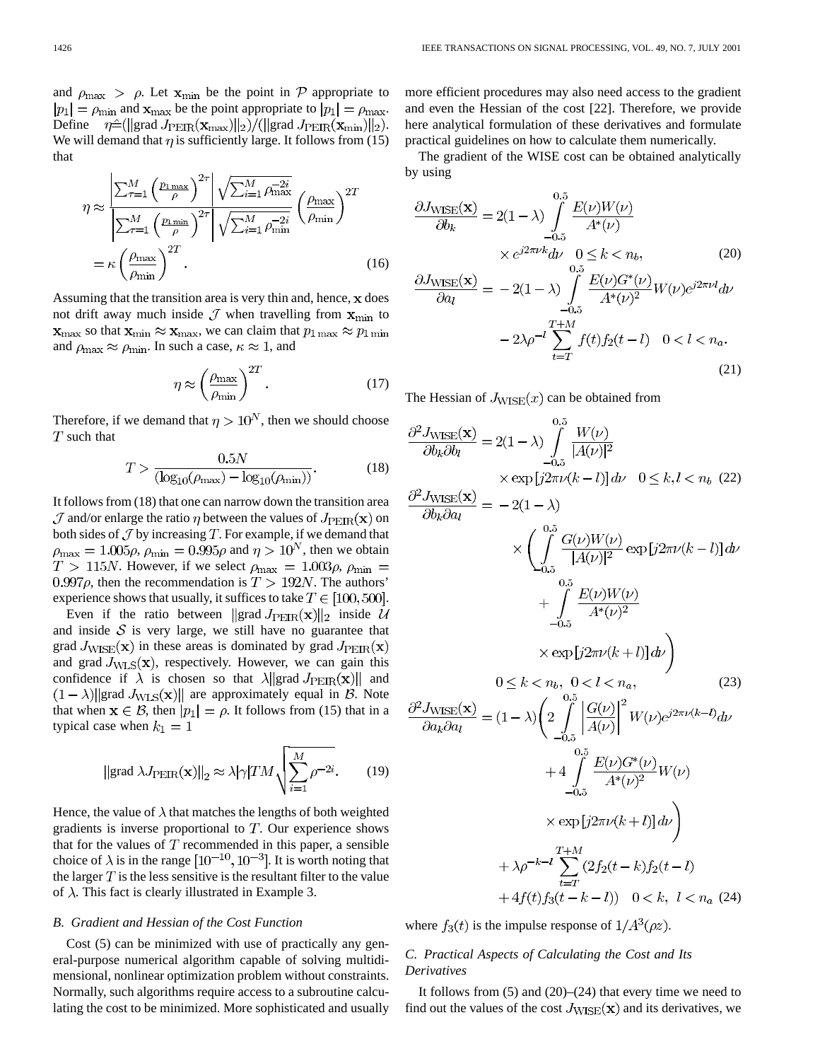and $\rho_{\max} > \rho$. Let $\mathbf{x}_{\min}$ be the point in $\mathcal{P}$ appropriate to $|p_1| = \rho_{\min}$ and $\mathbf{x}_{\max}$ be the point appropriate to $|p_1| = \rho_{\max}$. Define $\eta \hat{=} (\|\text{grad } J_{\text{PEIR}}(\mathbf{x}_{\max})\|_2)/(\|\text{grad } J_{\text{PEIR}}(\mathbf{x}_{\min})\|_2)$. We will demand that $\eta$ is sufficiently large. It follows from (15) that

$$\eta \approx \frac{\left|\sum_{\tau=1}^{M} \left(\frac{p_{1\max}}{\rho}\right)^{2\tau}\right| \sqrt{\sum_{i=1}^{M} \rho_{\max}^{-2i}}}{\left|\sum_{\tau=1}^{M} \left(\frac{p_{1\min}}{\rho}\right)^{2\tau}\right| \sqrt{\sum_{i=1}^{M} \rho_{\min}^{-2i}}} \left(\frac{\rho_{\max}}{\rho_{\min}}\right)^{2T}$$
$$= \kappa \left(\frac{\rho_{\max}}{\rho_{\min}}\right)^{2T}. \tag{16}$$

Assuming that the transition area is very thin and, hence, $\mathbf{x}$ does not drift away much inside $\mathcal{J}$ when travelling from $\mathbf{x}_{\min}$ to $\mathbf{x}_{\max}$ so that $\mathbf{x}_{\min} \approx \mathbf{x}_{\max}$, we can claim that $p_{1\max} \approx p_{1\min}$ and $\rho_{\max} \approx \rho_{\min}$. In such a case, $\kappa \approx 1$, and

$$\eta \approx \left(\frac{\rho_{\max}}{\rho_{\min}}\right)^{2T}. \tag{17}$$

Therefore, if we demand that $\eta > 10^N$, then we should choose $T$ such that

$$T > \frac{0.5N}{(\log_{10}(\rho_{\max}) - \log_{10}(\rho_{\min}))}. \tag{18}$$

It follows from (18) that one can narrow down the transition area $\mathcal{J}$ and/or enlarge the ratio $\eta$ between the values of $J_{\text{PEIR}}(\mathbf{x})$ on both sides of $\mathcal{J}$ by increasing $T$. For example, if we demand that $\rho_{\max} = 1.005\rho$, $\rho_{\min} = 0.995\rho$ and $\eta > 10^N$, then we obtain $T > 115N$. However, if we select $\rho_{\max} = 1.003\rho$, $\rho_{\min} = 0.997\rho$, then the recommendation is $T > 192N$. The authors' experience shows that usually, it suffices to take $T \in [100, 500]$.

Even if the ratio between $\|\text{grad } J_{\text{PEIR}}(\mathbf{x})\|_2$ inside $\mathcal{U}$ and inside $\mathcal{S}$ is very large, we still have no guarantee that grad $J_{\text{WISE}}(\mathbf{x})$ in these areas is dominated by grad $J_{\text{PEIR}}(\mathbf{x})$ and grad $J_{\text{WLS}}(\mathbf{x})$, respectively. However, we can gain this confidence if $\lambda$ is chosen so that $\lambda\|\text{grad } J_{\text{PEIR}}(\mathbf{x})\|$ and $(1-\lambda)\|\text{grad } J_{\text{WLS}}(\mathbf{x})\|$ are approximately equal in $\mathcal{B}$. Note that when $\mathbf{x} \in \mathcal{B}$, then $|p_1| = \rho$. It follows from (15) that in a typical case when $k_1 = 1$

$$\|\text{grad } \lambda J_{\text{PEIR}}(\mathbf{x})\|_2 \approx \lambda|\gamma| TM \sqrt{\sum_{i=1}^{M} \rho^{-2i}}. \tag{19}$$

Hence, the value of $\lambda$ that matches the lengths of both weighted gradients is inverse proportional to $T$. Our experience shows that for the values of $T$ recommended in this paper, a sensible choice of $\lambda$ is in the range $[10^{-10}, 10^{-3}]$. It is worth noting that the larger $T$ is the less sensitive is the resultant filter to the value of $\lambda$. This fact is clearly illustrated in Example 3.

### B. Gradient and Hessian of the Cost Function

Cost (5) can be minimized with use of practically any general-purpose numerical algorithm capable of solving multidimensional, nonlinear optimization problem without constraints. Normally, such algorithms require access to a subroutine calculating the cost to be minimized. More sophisticated and usually more efficient procedures may also need access to the gradient and even the Hessian of the cost [22]. Therefore, we provide here analytical formulation of these derivatives and formulate practical guidelines on how to calculate them numerically.

The gradient of the WISE cost can be obtained analytically by using

$$\frac{\partial J_{\text{WISE}}(\mathbf{x})}{\partial b_k} = 2(1-\lambda) \int_{-0.5}^{0.5} \frac{E(\nu)W(\nu)}{A^*(\nu)} \times e^{j2\pi\nu k} d\nu \quad 0 \le k < n_b, \tag{20}$$

$$\frac{\partial J_{\text{WISE}}(\mathbf{x})}{\partial a_l} = -2(1-\lambda) \int_{-0.5}^{0.5} \frac{E(\nu)G^*(\nu)}{A^*(\nu)^2} W(\nu) e^{j2\pi\nu l} d\nu - 2\lambda\rho^{-l} \sum_{t=T}^{T+M} f(t) f_2(t-l) \quad 0 < l < n_a. \tag{21}$$

The Hessian of $J_{\text{WISE}}(x)$ can be obtained from

$$\frac{\partial^2 J_{\text{WISE}}(\mathbf{x})}{\partial b_k \partial b_l} = 2(1-\lambda) \int_{-0.5}^{0.5} \frac{W(\nu)}{|A(\nu)|^2} \times \exp\left[j2\pi\nu(k-l)\right] d\nu \quad 0 \le k, l < n_b \tag{22}$$

$$\frac{\partial^2 J_{\text{WISE}}(\mathbf{x})}{\partial b_k \partial a_l} = -2(1-\lambda) \times \left( \int_{-0.5}^{0.5} \frac{G(\nu)W(\nu)}{|A(\nu)|^2} \exp\left[j2\pi\nu(k-l)\right] d\nu + \int_{-0.5}^{0.5} \frac{E(\nu)W(\nu)}{A^*(\nu)^2} \times \exp\left[j2\pi\nu(k+l)\right] d\nu \right)$$
$$0 \le k < n_b, \; 0 < l < n_a, \tag{23}$$

$$\frac{\partial^2 J_{\text{WISE}}(\mathbf{x})}{\partial a_k \partial a_l} = (1-\lambda) \left( 2 \int_{-0.5}^{0.5} \left|\frac{G(\nu)}{A(\nu)}\right|^2 W(\nu) e^{j2\pi\nu(k-l)} d\nu + 4 \int_{-0.5}^{0.5} \frac{E(\nu)G^*(\nu)}{A^*(\nu)^2} W(\nu) \times \exp\left[j2\pi\nu(k+l)\right] d\nu \right)$$
$$+ \lambda\rho^{-k-l} \sum_{t=T}^{T+M} (2f_2(t-k) f_2(t-l) + 4f(t) f_3(t-k-l)) \quad 0 < k, \; l < n_a \tag{24}$$

where $f_3(t)$ is the impulse response of $1/A^3(\rho z)$.

### C. Practical Aspects of Calculating the Cost and Its Derivatives

It follows from (5) and (20)–(24) that every time we need to find out the values of the cost $J_{\text{WISE}}(\mathbf{x})$ and its derivatives, we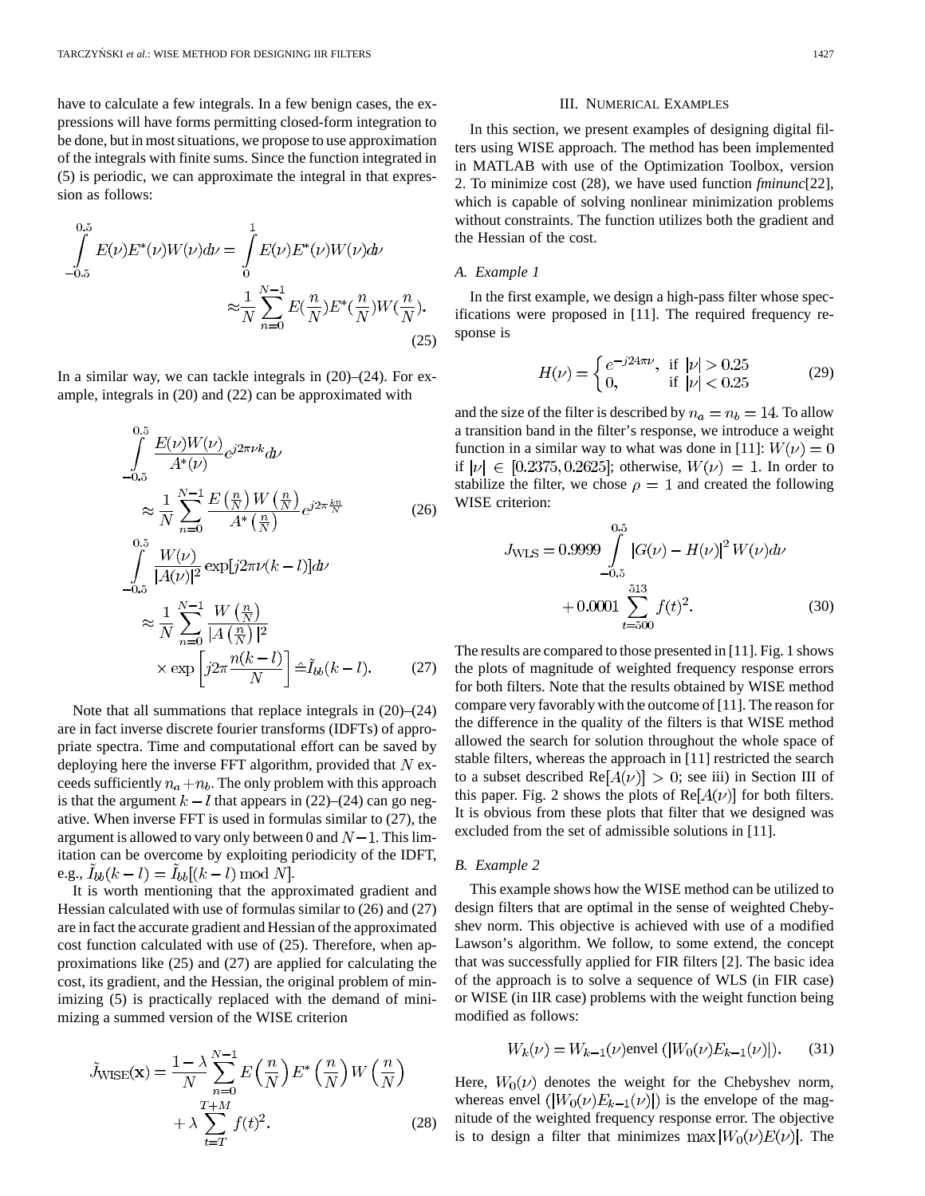have to calculate a few integrals. In a few benign cases, the expressions will have forms permitting closed-form integration to be done, but in most situations, we propose to use approximation of the integrals with finite sums. Since the function integrated in (5) is periodic, we can approximate the integral in that expression as follows:

$$\int_{-0.5}^{0.5} E(\nu)E^*(\nu)W(\nu)d\nu = \int_{0}^{1} E(\nu)E^*(\nu)W(\nu)d\nu \approx \frac{1}{N}\sum_{n=0}^{N-1} E\left(\frac{n}{N}\right)E^*\left(\frac{n}{N}\right)W\left(\frac{n}{N}\right). \tag{25}$$

In a similar way, we can tackle integrals in (20)–(24). For example, integrals in (20) and (22) can be approximated with

$$\int_{-0.5}^{0.5} \frac{E(\nu)W(\nu)}{A^*(\nu)} e^{j2\pi\nu k} d\nu \approx \frac{1}{N}\sum_{n=0}^{N-1} \frac{E\left(\frac{n}{N}\right)W\left(\frac{n}{N}\right)}{A^*\left(\frac{n}{N}\right)} e^{j2\pi\frac{kn}{N}} \tag{26}$$

$$\int_{-0.5}^{0.5} \frac{W(\nu)}{|A(\nu)|^2} \exp[j2\pi\nu(k-l)]d\nu \approx \frac{1}{N}\sum_{n=0}^{N-1} \frac{W\left(\frac{n}{N}\right)}{\left|A\left(\frac{n}{N}\right)\right|^2} \times \exp\left[j2\pi\frac{n(k-l)}{N}\right] \hat{=} \tilde{I}_{bb}(k-l). \tag{27}$$

Note that all summations that replace integrals in (20)–(24) are in fact inverse discrete fourier transforms (IDFTs) of appropriate spectra. Time and computational effort can be saved by deploying here the inverse FFT algorithm, provided that $N$ exceeds sufficiently $n_a+n_b$. The only problem with this approach is that the argument $k-l$ that appears in (22)–(24) can go negative. When inverse FFT is used in formulas similar to (27), the argument is allowed to vary only between 0 and $N-1$. This limitation can be overcome by exploiting periodicity of the IDFT, e.g., $\tilde{I}_{bb}(k-l) = \tilde{I}_{bb}[(k-l) \bmod N]$.

It is worth mentioning that the approximated gradient and Hessian calculated with use of formulas similar to (26) and (27) are in fact the accurate gradient and Hessian of the approximated cost function calculated with use of (25). Therefore, when approximations like (25) and (27) are applied for calculating the cost, its gradient, and the Hessian, the original problem of minimizing (5) is practically replaced with the demand of minimizing a summed version of the WISE criterion

$$\tilde{J}_{\text{WISE}}(\mathbf{x}) = \frac{1-\lambda}{N}\sum_{n=0}^{N-1} E\left(\frac{n}{N}\right)E^*\left(\frac{n}{N}\right)W\left(\frac{n}{N}\right) + \lambda\sum_{t=T}^{T+M} f(t)^2. \tag{28}$$

## III. Numerical Examples

In this section, we present examples of designing digital filters using WISE approach. The method has been implemented in MATLAB with use of the Optimization Toolbox, version 2. To minimize cost (28), we have used function *fminunc*[22], which is capable of solving nonlinear minimization problems without constraints. The function utilizes both the gradient and the Hessian of the cost.

### A. Example 1

In the first example, we design a high-pass filter whose specifications were proposed in [11]. The required frequency response is

$$H(\nu) = \begin{cases} e^{-j24\pi\nu}, & \text{if } |\nu| > 0.25 \\ 0, & \text{if } |\nu| < 0.25 \end{cases} \tag{29}$$

and the size of the filter is described by $n_a = n_b = 14$. To allow a transition band in the filter's response, we introduce a weight function in a similar way to what was done in [11]: $W(\nu) = 0$ if $|\nu| \in [0.2375, 0.2625]$; otherwise, $W(\nu) = 1$. In order to stabilize the filter, we chose $\rho = 1$ and created the following WISE criterion:

$$J_{\text{WLS}} = 0.9999\int_{-0.5}^{0.5} |G(\nu) - H(\nu)|^2 W(\nu)d\nu + 0.0001\sum_{t=500}^{513} f(t)^2. \tag{30}$$

The results are compared to those presented in [11]. Fig. 1 shows the plots of magnitude of weighted frequency response errors for both filters. Note that the results obtained by WISE method compare very favorably with the outcome of [11]. The reason for the difference in the quality of the filters is that WISE method allowed the search for solution throughout the whole space of stable filters, whereas the approach in [11] restricted the search to a subset described $\text{Re}[A(\nu)] > 0$; see iii) in Section III of this paper. Fig. 2 shows the plots of $\text{Re}[A(\nu)]$ for both filters. It is obvious from these plots that filter that we designed was excluded from the set of admissible solutions in [11].

### B. Example 2

This example shows how the WISE method can be utilized to design filters that are optimal in the sense of weighted Chebyshev norm. This objective is achieved with use of a modified Lawson's algorithm. We follow, to some extend, the concept that was successfully applied for FIR filters [2]. The basic idea of the approach is to solve a sequence of WLS (in FIR case) or WISE (in IIR case) problems with the weight function being modified as follows:

$$W_k(\nu) = W_{k-1}(\nu)\text{envel}\left(|W_0(\nu)E_{k-1}(\nu)|\right). \tag{31}$$

Here, $W_0(\nu)$ denotes the weight for the Chebyshev norm, whereas envel $(|W_0(\nu)E_{k-1}(\nu)|)$ is the envelope of the magnitude of the weighted frequency response error. The objective is to design a filter that minimizes $\max|W_0(\nu)E(\nu)|$. The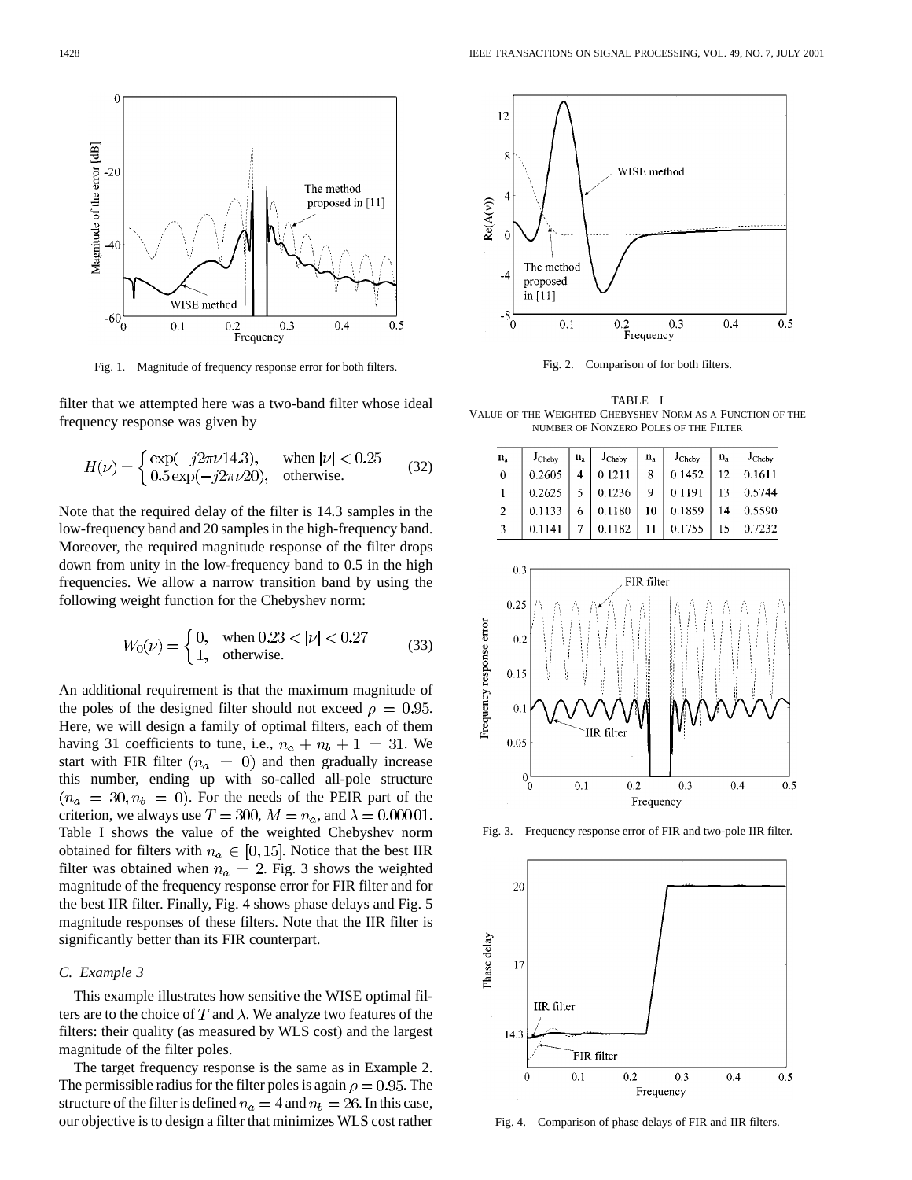Fig. 1. Magnitude of frequency response error for both filters.

filter that we attempted here was a two-band filter whose ideal frequency response was given by

$$H(\nu) = \begin{cases} \exp(-j2\pi\nu 14.3), & \text{when } |\nu| < 0.25 \\ 0.5\exp(-j2\pi\nu 20), & \text{otherwise.} \end{cases} \quad (32)$$

Note that the required delay of the filter is 14.3 samples in the low-frequency band and 20 samples in the high-frequency band. Moreover, the required magnitude response of the filter drops down from unity in the low-frequency band to 0.5 in the high frequencies. We allow a narrow transition band by using the following weight function for the Chebyshev norm:

$$W_0(\nu) = \begin{cases} 0, & \text{when } 0.23 < |\nu| < 0.27 \\ 1, & \text{otherwise.} \end{cases} \quad (33)$$

An additional requirement is that the maximum magnitude of the poles of the designed filter should not exceed $\rho = 0.95$. Here, we will design a family of optimal filters, each of them having 31 coefficients to tune, i.e., $n_a + n_b + 1 = 31$. We start with FIR filter $(n_a = 0)$ and then gradually increase this number, ending up with so-called all-pole structure $(n_a = 30, n_b = 0)$. For the needs of the PEIR part of the criterion, we always use $T = 300$, $M = n_a$, and $\lambda = 0.00001$. Table I shows the value of the weighted Chebyshev norm obtained for filters with $n_a \in [0, 15]$. Notice that the best IIR filter was obtained when $n_a = 2$. Fig. 3 shows the weighted magnitude of the frequency response error for FIR filter and for the best IIR filter. Finally, Fig. 4 shows phase delays and Fig. 5 magnitude responses of these filters. Note that the IIR filter is significantly better than its FIR counterpart.

### C. Example 3

This example illustrates how sensitive the WISE optimal filters are to the choice of $T$ and $\lambda$. We analyze two features of the filters: their quality (as measured by WLS cost) and the largest magnitude of the filter poles.

The target frequency response is the same as in Example 2. The permissible radius for the filter poles is again $\rho = 0.95$. The structure of the filter is defined $n_a = 4$ and $n_b = 26$. In this case, our objective is to design a filter that minimizes WLS cost rather

Fig. 2. Comparison of for both filters.

TABLE I
VALUE OF THE WEIGHTED CHEBYSHEV NORM AS A FUNCTION OF THE NUMBER OF NONZERO POLES OF THE FILTER

| $n_a$ | $J_{Cheby}$ | $n_a$ | $J_{Cheby}$ | $n_a$ | $J_{Cheby}$ | $n_a$ | $J_{Cheby}$ |
|---|---|---|---|---|---|---|---|
| 0 | 0.2605 | 4 | 0.1211 | 8 | 0.1452 | 12 | 0.1611 |
| 1 | 0.2625 | 5 | 0.1236 | 9 | 0.1191 | 13 | 0.5744 |
| 2 | 0.1133 | 6 | 0.1180 | 10 | 0.1859 | 14 | 0.5590 |
| 3 | 0.1141 | 7 | 0.1182 | 11 | 0.1755 | 15 | 0.7232 |

Fig. 3. Frequency response error of FIR and two-pole IIR filter.

Fig. 4. Comparison of phase delays of FIR and IIR filters.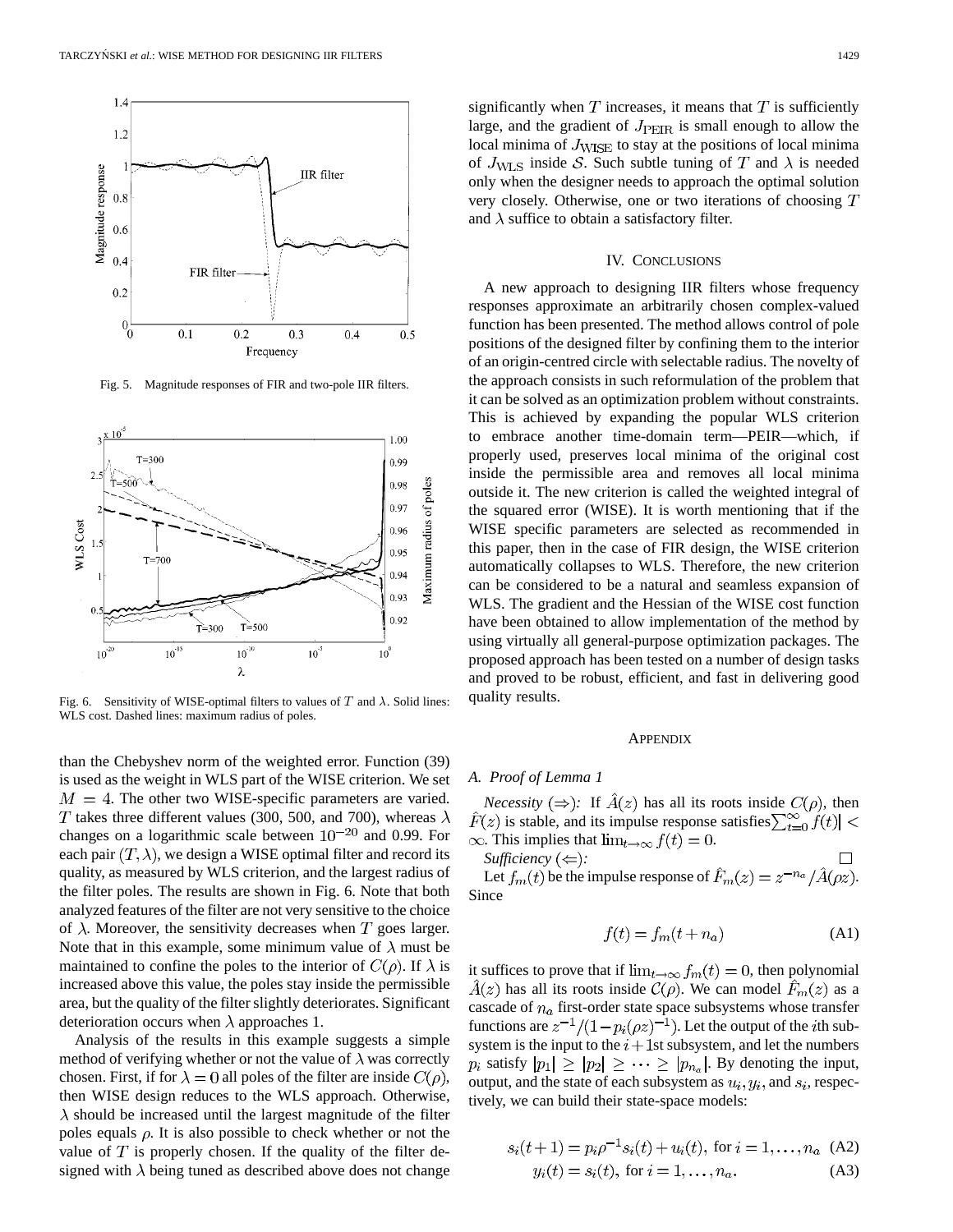Fig. 5. Magnitude responses of FIR and two-pole IIR filters.

Fig. 6. Sensitivity of WISE-optimal filters to values of $T$ and $\lambda$. Solid lines: WLS cost. Dashed lines: maximum radius of poles.

than the Chebyshev norm of the weighted error. Function (39) is used as the weight in WLS part of the WISE criterion. We set $M = 4$. The other two WISE-specific parameters are varied. $T$ takes three different values (300, 500, and 700), whereas $\lambda$ changes on a logarithmic scale between $10^{-20}$ and 0.99. For each pair $(T, \lambda)$, we design a WISE optimal filter and record its quality, as measured by WLS criterion, and the largest radius of the filter poles. The results are shown in Fig. 6. Note that both analyzed features of the filter are not very sensitive to the choice of $\lambda$. Moreover, the sensitivity decreases when $T$ goes larger. Note that in this example, some minimum value of $\lambda$ must be maintained to confine the poles to the interior of $C(\rho)$. If $\lambda$ is increased above this value, the poles stay inside the permissible area, but the quality of the filter slightly deteriorates. Significant deterioration occurs when $\lambda$ approaches 1.

Analysis of the results in this example suggests a simple method of verifying whether or not the value of $\lambda$ was correctly chosen. First, if for $\lambda = 0$ all poles of the filter are inside $C(\rho)$, then WISE design reduces to the WLS approach. Otherwise, $\lambda$ should be increased until the largest magnitude of the filter poles equals $\rho$. It is also possible to check whether or not the value of $T$ is properly chosen. If the quality of the filter designed with $\lambda$ being tuned as described above does not change significantly when $T$ increases, it means that $T$ is sufficiently large, and the gradient of $J_{\text{PEIR}}$ is small enough to allow the local minima of $J_{\text{WISE}}$ to stay at the positions of local minima of $J_{\text{WLS}}$ inside $\mathcal{S}$. Such subtle tuning of $T$ and $\lambda$ is needed only when the designer needs to approach the optimal solution very closely. Otherwise, one or two iterations of choosing $T$ and $\lambda$ suffice to obtain a satisfactory filter.

## IV. Conclusions

A new approach to designing IIR filters whose frequency responses approximate an arbitrarily chosen complex-valued function has been presented. The method allows control of pole positions of the designed filter by confining them to the interior of an origin-centred circle with selectable radius. The novelty of the approach consists in such reformulation of the problem that it can be solved as an optimization problem without constraints. This is achieved by expanding the popular WLS criterion to embrace another time-domain term—PEIR—which, if properly used, preserves local minima of the original cost inside the permissible area and removes all local minima outside it. The new criterion is called the weighted integral of the squared error (WISE). It is worth mentioning that if the WISE specific parameters are selected as recommended in this paper, then in the case of FIR design, the WISE criterion automatically collapses to WLS. Therefore, the new criterion can be considered to be a natural and seamless expansion of WLS. The gradient and the Hessian of the WISE cost function have been obtained to allow implementation of the method by using virtually all general-purpose optimization packages. The proposed approach has been tested on a number of design tasks and proved to be robust, efficient, and fast in delivering good quality results.

## Appendix

### A. Proof of Lemma 1

*Necessity* ($\Rightarrow$): If $\hat{A}(z)$ has all its roots inside $C(\rho)$, then $\hat{F}(z)$ is stable, and its impulse response satisfies $\sum_{t=0}^{\infty} f(t)| < \infty$. This implies that $\lim_{t\to\infty} f(t) = 0$. □

*Sufficiency* ($\Leftarrow$):

Let $f_m(t)$ be the impulse response of $\hat{F}_m(z) = z^{-n_a}/\hat{A}(\rho z)$. Since

$$f(t) = f_m(t + n_a) \tag{A1}$$

it suffices to prove that if $\lim_{t\to\infty} f_m(t) = 0$, then polynomial $\hat{A}(z)$ has all its roots inside $\mathcal{C}(\rho)$. We can model $\hat{F}_m(z)$ as a cascade of $n_a$ first-order state space subsystems whose transfer functions are $z^{-1}/(1 - p_i(\rho z)^{-1})$. Let the output of the $i$th subsystem is the input to the $i+1$st subsystem, and let the numbers $p_i$ satisfy $|p_1| \geq |p_2| \geq \cdots \geq |p_{n_a}|$. By denoting the input, output, and the state of each subsystem as $u_i, y_i$, and $s_i$, respectively, we can build their state-space models:

$$s_i(t+1) = p_i\rho^{-1}s_i(t) + u_i(t), \text{ for } i = 1, \ldots, n_a \tag{A2}$$

$$y_i(t) = s_i(t), \text{ for } i = 1, \ldots, n_a. \tag{A3}$$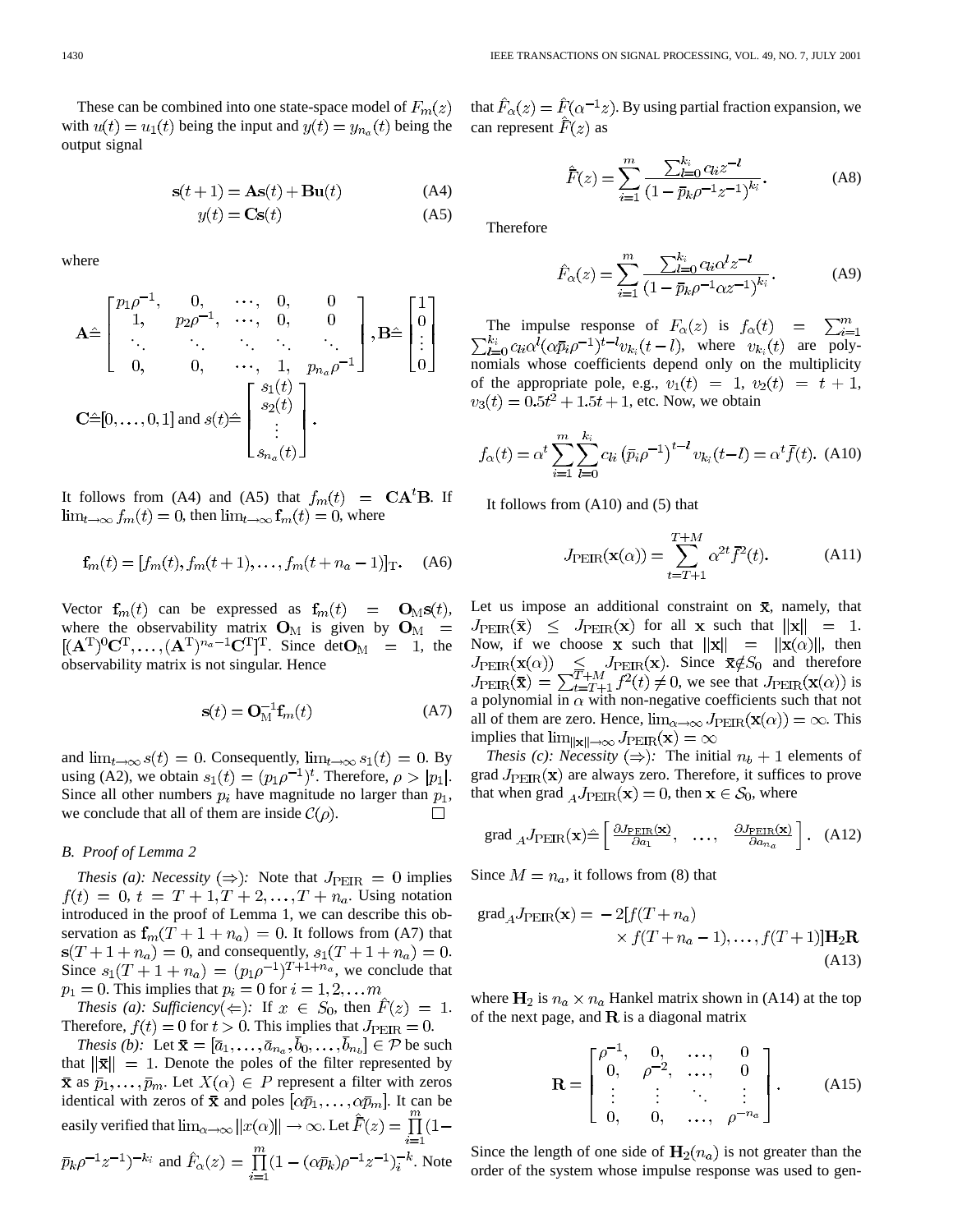These can be combined into one state-space model of $F_m(z)$ with $u(t) = u_1(t)$ being the input and $y(t) = y_{n_a}(t)$ being the output signal

$$\mathbf{s}(t+1) = \mathbf{A}\mathbf{s}(t) + \mathbf{B}u(t) \tag{A4}$$

$$y(t) = \mathbf{C}\mathbf{s}(t) \tag{A5}$$

where

$$\mathbf{A} \hat{=} \begin{bmatrix} p_1\rho^{-1}, & 0, & \cdots, & 0, & 0 \\ 1, & p_2\rho^{-1}, & \cdots, & 0, & 0 \\ \ddots & \ddots & \ddots & \ddots & \ddots \\ 0, & 0, & \cdots, & 1, & p_{n_a}\rho^{-1} \end{bmatrix}, \mathbf{B} \hat{=} \begin{bmatrix} 1 \\ 0 \\ \vdots \\ 0 \end{bmatrix}$$

$$\mathbf{C} \hat{=} [0, \ldots, 0, 1] \text{ and } s(t) \hat{=} \begin{bmatrix} s_1(t) \\ s_2(t) \\ \vdots \\ s_{n_a}(t) \end{bmatrix}.$$

It follows from (A4) and (A5) that $f_m(t) = \mathbf{C}\mathbf{A}^t\mathbf{B}$. If $\lim_{t\to\infty} f_m(t) = 0$, then $\lim_{t\to\infty} \mathbf{f}_m(t) = 0$, where

$$\mathbf{f}_m(t) = [f_m(t), f_m(t+1), \ldots, f_m(t+n_a-1)]_{\mathrm{T}}. \tag{A6}$$

Vector $\mathbf{f}_m(t)$ can be expressed as $\mathbf{f}_m(t) = \mathbf{O}_{\mathrm{M}}\mathbf{s}(t)$, where the observability matrix $\mathbf{O}_{\mathrm{M}}$ is given by $\mathbf{O}_{\mathrm{M}} = [(\mathbf{A}^{\mathrm{T}})^0\mathbf{C}^{\mathrm{T}}, \ldots, (\mathbf{A}^{\mathrm{T}})^{n_a-1}\mathbf{C}^{\mathrm{T}}]^{\mathrm{T}}$. Since $\det \mathbf{O}_{\mathrm{M}} = 1$, the observability matrix is not singular. Hence

$$\mathbf{s}(t) = \mathbf{O}_{\mathrm{M}}^{-1}\mathbf{f}_m(t) \tag{A7}$$

and $\lim_{t\to\infty} s(t) = 0$. Consequently, $\lim_{t\to\infty} s_1(t) = 0$. By using (A2), we obtain $s_1(t) = (p_1\rho^{-1})^t$. Therefore, $\rho > |p_1|$. Since all other numbers $p_i$ have magnitude no larger than $p_1$, we conclude that all of them are inside $\mathcal{C}(\rho)$. □

### B. Proof of Lemma 2

*Thesis (a): Necessity* $(\Rightarrow)$*:* Note that $J_{\mathrm{PEIR}} = 0$ implies $f(t) = 0$, $t = T+1, T+2, \ldots, T+n_a$. Using notation introduced in the proof of Lemma 1, we can describe this observation as $\mathbf{f}_m(T+1+n_a) = 0$. It follows from (A7) that $\mathbf{s}(T+1+n_a) = 0$, and consequently, $s_1(T+1+n_a) = 0$. Since $s_1(T+1+n_a) = (p_1\rho^{-1})^{T+1+n_a}$, we conclude that $p_1 = 0$. This implies that $p_i = 0$ for $i = 1, 2, \ldots m$

*Thesis (a): Sufficiency*$(\Leftarrow)$*:* If $x \in S_0$, then $\hat{F}(z) = 1$. Therefore, $f(t) = 0$ for $t > 0$. This implies that $J_{\mathrm{PEIR}} = 0$.

*Thesis (b):* Let $\bar{\mathbf{x}} = [\bar{a}_1, \ldots, \bar{a}_{n_a}, \bar{b}_0, \ldots, \bar{b}_{n_b}] \in \mathcal{P}$ be such that $\|\bar{\mathbf{x}}\| = 1$. Denote the poles of the filter represented by $\bar{\mathbf{x}}$ as $\bar{p}_1, \ldots, \bar{p}_m$. Let $X(\alpha) \in P$ represent a filter with zeros identical with zeros of $\bar{\mathbf{x}}$ and poles $[\alpha\bar{p}_1, \ldots, \alpha\bar{p}_m]$. It can be easily verified that $\lim_{\alpha\to\infty} \|x(\alpha)\| \to \infty$. Let $\hat{F}(z) = \prod_{i=1}^{m}(1 - \bar{p}_k\rho^{-1}z^{-1})^{-k_i}$ and $\hat{F}_\alpha(z) = \prod_{i=1}^{m}(1 - (\alpha\bar{p}_k)\rho^{-1}z^{-1})_i^{-k}$. Note that $\hat{F}_\alpha(z) = \hat{F}(\alpha^{-1}z)$. By using partial fraction expansion, we can represent $\hat{F}(z)$ as

$$\hat{F}(z) = \sum_{i=1}^{m} \frac{\sum_{l=0}^{k_i} c_{li}z^{-l}}{(1 - \bar{p}_k\rho^{-1}z^{-1})^{k_i}}. \tag{A8}$$

Therefore

$$\hat{F}_\alpha(z) = \sum_{i=1}^{m} \frac{\sum_{l=0}^{k_i} c_{li}\alpha^l z^{-l}}{(1 - \bar{p}_k\rho^{-1}\alpha z^{-1})^{k_i}}. \tag{A9}$$

The impulse response of $F_\alpha(z)$ is $f_\alpha(t) = \sum_{i=1}^{m}\sum_{l=0}^{k_i} c_{li}\alpha^l(\alpha\bar{p}_i\rho^{-1})^{t-l}v_{k_i}(t-l)$, where $v_{k_i}(t)$ are polynomials whose coefficients depend only on the multiplicity of the appropriate pole, e.g., $v_1(t) = 1$, $v_2(t) = t+1$, $v_3(t) = 0.5t^2 + 1.5t + 1$, etc. Now, we obtain

$$f_\alpha(t) = \alpha^t \sum_{i=1}^{m}\sum_{l=0}^{k_i} c_{li}\left(\bar{p}_i\rho^{-1}\right)^{t-l} v_{k_i}(t-l) = \alpha^t \bar{f}(t). \tag{A10}$$

It follows from (A10) and (5) that

$$J_{\mathrm{PEIR}}(\mathbf{x}(\alpha)) = \sum_{t=T+1}^{T+M} \alpha^{2t}\bar{f}^2(t). \tag{A11}$$

Let us impose an additional constraint on $\bar{\mathbf{x}}$, namely, that $J_{\mathrm{PEIR}}(\bar{\mathbf{x}}) \leq J_{\mathrm{PEIR}}(\mathbf{x})$ for all $\mathbf{x}$ such that $\|\mathbf{x}\| = 1$. Now, if we choose $\mathbf{x}$ such that $\|\mathbf{x}\| = \|\mathbf{x}(\alpha)\|$, then $J_{\mathrm{PEIR}}(\mathbf{x}(\alpha)) \leq J_{\mathrm{PEIR}}(\mathbf{x})$. Since $\bar{\mathbf{x}} \notin S_0$ and therefore $J_{\mathrm{PEIR}}(\bar{\mathbf{x}}) = \sum_{t=T+1}^{T+M} \bar{f}^2(t) \neq 0$, we see that $J_{\mathrm{PEIR}}(\mathbf{x}(\alpha))$ is a polynomial in $\alpha$ with non-negative coefficients such that not all of them are zero. Hence, $\lim_{\alpha\to\infty} J_{\mathrm{PEIR}}(\mathbf{x}(\alpha)) = \infty$. This implies that $\lim_{\|\mathbf{x}\|\to\infty} J_{\mathrm{PEIR}}(\mathbf{x}) = \infty$

*Thesis (c): Necessity* $(\Rightarrow)$*:* The initial $n_b + 1$ elements of grad $J_{\mathrm{PEIR}}(\mathbf{x})$ are always zero. Therefore, it suffices to prove that when grad $_A J_{\mathrm{PEIR}}(\mathbf{x}) = 0$, then $\mathbf{x} \in \mathcal{S}_0$, where

$$\text{grad}\,_A J_{\mathrm{PEIR}}(\mathbf{x}) \hat{=} \begin{bmatrix} \frac{\partial J_{\mathrm{PEIR}}(\mathbf{x})}{\partial a_1}, & \ldots, & \frac{\partial J_{\mathrm{PEIR}}(\mathbf{x})}{\partial a_{n_a}} \end{bmatrix}. \tag{A12}$$

Since $M = n_a$, it follows from (8) that

$$\begin{aligned} \text{grad}_A J_{\mathrm{PEIR}}(\mathbf{x}) = &-2[f(T+n_a) \\ &\times f(T+n_a-1), \ldots, f(T+1)]\mathbf{H}_2\mathbf{R} \end{aligned} \tag{A13}$$

where $\mathbf{H}_2$ is $n_a \times n_a$ Hankel matrix shown in (A14) at the top of the next page, and $\mathbf{R}$ is a diagonal matrix

$$\mathbf{R} = \begin{bmatrix} \rho^{-1}, & 0, & \ldots, & 0 \\ 0, & \rho^{-2}, & \ldots, & 0 \\ \vdots & \vdots & \ddots & \vdots \\ 0, & 0, & \ldots, & \rho^{-n_a} \end{bmatrix}. \tag{A15}$$

Since the length of one side of $\mathbf{H}_2(n_a)$ is not greater than the order of the system whose impulse response was used to gen-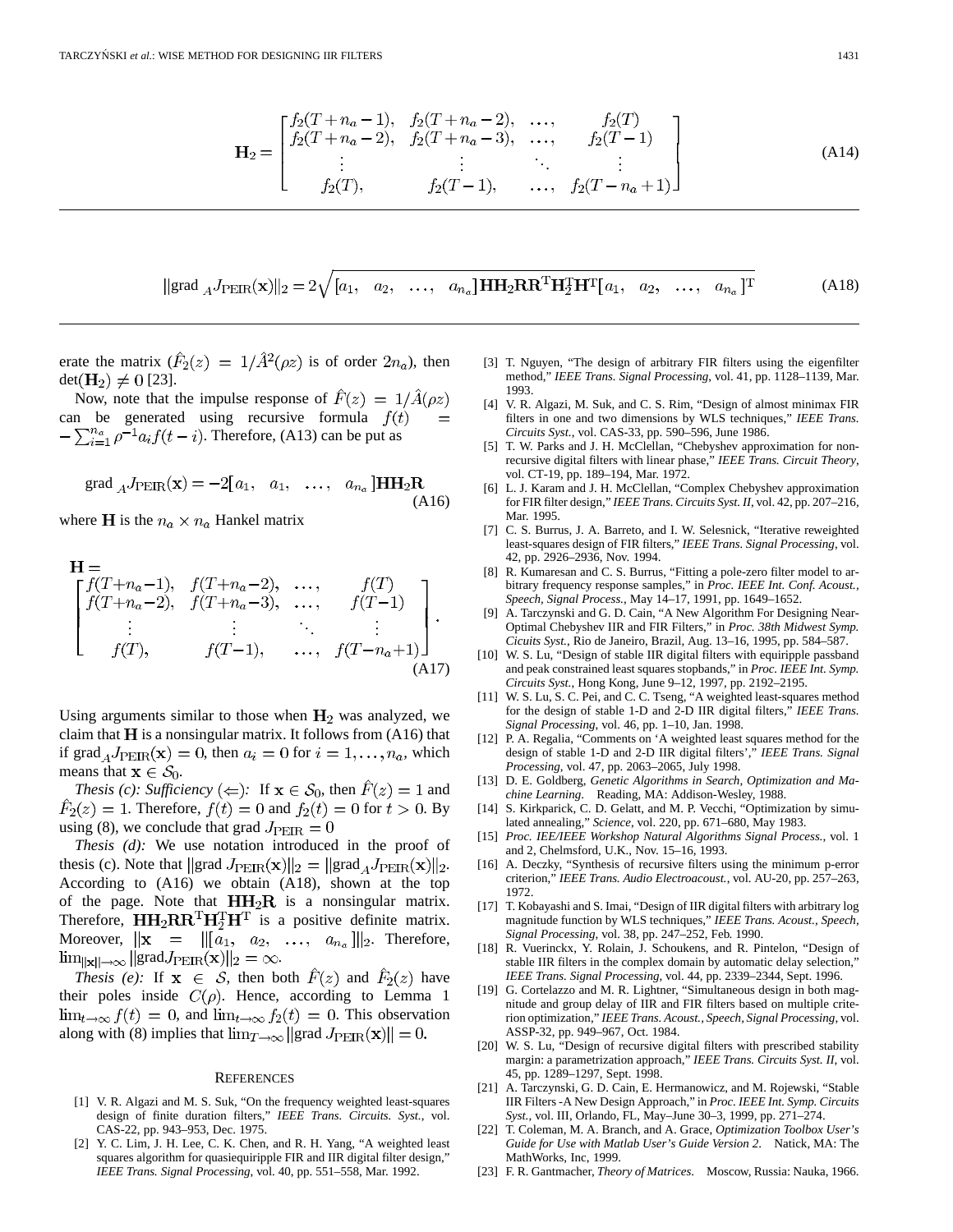$$\mathbf{H}_2 = \begin{bmatrix} f_2(T+n_a-1), & f_2(T+n_a-2), & \ldots, & f_2(T) \\ f_2(T+n_a-2), & f_2(T+n_a-3), & \ldots, & f_2(T-1) \\ \vdots & \vdots & \ddots & \vdots \\ f_2(T), & f_2(T-1), & \ldots, & f_2(T-n_a+1) \end{bmatrix} \tag{A14}$$

$$\|\text{grad}_{A} J_{\text{PEIR}}(\mathbf{x})\|_2 = 2\sqrt{[a_1, \quad a_2, \quad \ldots, \quad a_{n_a}]\mathbf{H}\mathbf{H}_2\mathbf{R}\mathbf{R}^{\mathrm{T}}\mathbf{H}_2^{\mathrm{T}}\mathbf{H}^{\mathrm{T}}[a_1, \quad a_2, \quad \ldots, \quad a_{n_a}]^{\mathrm{T}}} \tag{A18}$$

erate the matrix ($\hat{F}_2(z) = 1/\hat{A}^2(\rho z)$ is of order $2n_a$), then $\det(\mathbf{H}_2) \neq 0$ [23].

Now, note that the impulse response of $\hat{F}(z) = 1/\hat{A}(\rho z)$ can be generated using recursive formula $f(t) = -\sum_{i=1}^{n_a} \rho^{-1} a_i f(t-i)$. Therefore, (A13) can be put as

$$\text{grad}_{A} J_{\text{PEIR}}(\mathbf{x}) = -2[a_1, \quad a_1, \quad \ldots, \quad a_{n_a}]\mathbf{H}\mathbf{H}_2\mathbf{R} \tag{A16}$$

where $\mathbf{H}$ is the $n_a \times n_a$ Hankel matrix

$$\mathbf{H} = \begin{bmatrix} f(T+n_a-1), & f(T+n_a-2), & \ldots, & f(T) \\ f(T+n_a-2), & f(T+n_a-3), & \ldots, & f(T-1) \\ \vdots & \vdots & \ddots & \vdots \\ f(T), & f(T-1), & \ldots, & f(T-n_a+1) \end{bmatrix}. \tag{A17}$$

Using arguments similar to those when $\mathbf{H}_2$ was analyzed, we claim that $\mathbf{H}$ is a nonsingular matrix. It follows from (A16) that if $\text{grad}_A J_{\text{PEIR}}(\mathbf{x}) = 0$, then $a_i = 0$ for $i = 1, \ldots, n_a$, which means that $\mathbf{x} \in \mathcal{S}_0$.

*Thesis (c): Sufficiency* ($\Leftarrow$): If $\mathbf{x} \in \mathcal{S}_0$, then $\hat{F}(z) = 1$ and $\hat{F}_2(z) = 1$. Therefore, $f(t) = 0$ and $f_2(t) = 0$ for $t > 0$. By using (8), we conclude that grad $J_{\text{PEIR}} = 0$

*Thesis (d):* We use notation introduced in the proof of thesis (c). Note that $\|\text{grad } J_{\text{PEIR}}(\mathbf{x})\|_2 = \|\text{grad}_A J_{\text{PEIR}}(\mathbf{x})\|_2$. According to (A16) we obtain (A18), shown at the top of the page. Note that $\mathbf{H}\mathbf{H}_2\mathbf{R}$ is a nonsingular matrix. Therefore, $\mathbf{H}\mathbf{H}_2\mathbf{R}\mathbf{R}^{\mathrm{T}}\mathbf{H}_2^{\mathrm{T}}\mathbf{H}^{\mathrm{T}}$ is a positive definite matrix. Moreover, $\|\mathbf{x} = \|[a_1, \quad a_2, \quad \ldots, \quad a_{n_a}]\|_2$. Therefore, $\lim_{\|\mathbf{x}\| \to \infty} \|\text{grad} J_{\text{PEIR}}(\mathbf{x})\|_2 = \infty$.

*Thesis (e):* If $\mathbf{x} \in \mathcal{S}$, then both $\hat{F}(z)$ and $\hat{F}_2(z)$ have their poles inside $C(\rho)$. Hence, according to Lemma 1 $\lim_{t \to \infty} f(t) = 0$, and $\lim_{t \to \infty} f_2(t) = 0$. This observation along with (8) implies that $\lim_{T \to \infty} \|\text{grad } J_{\text{PEIR}}(\mathbf{x})\| = 0$.

## References

[1] V. R. Algazi and M. S. Suk, "On the frequency weighted least-squares design of finite duration filters," *IEEE Trans. Circuits. Syst.*, vol. CAS-22, pp. 943–953, Dec. 1975.

[2] Y. C. Lim, J. H. Lee, C. K. Chen, and R. H. Yang, "A weighted least squares algorithm for quasiequiripple FIR and IIR digital filter design," *IEEE Trans. Signal Processing*, vol. 40, pp. 551–558, Mar. 1992.

[3] T. Nguyen, "The design of arbitrary FIR filters using the eigenfilter method," *IEEE Trans. Signal Processing*, vol. 41, pp. 1128–1139, Mar. 1993.

[4] V. R. Algazi, M. Suk, and C. S. Rim, "Design of almost minimax FIR filters in one and two dimensions by WLS techniques," *IEEE Trans. Circuits Syst.*, vol. CAS-33, pp. 590–596, June 1986.

[5] T. W. Parks and J. H. McClellan, "Chebyshev approximation for nonrecursive digital filters with linear phase," *IEEE Trans. Circuit Theory*, vol. CT-19, pp. 189–194, Mar. 1972.

[6] L. J. Karam and J. H. McClellan, "Complex Chebyshev approximation for FIR filter design," *IEEE Trans. Circuits Syst. II*, vol. 42, pp. 207–216, Mar. 1995.

[7] C. S. Burrus, J. A. Barreto, and I. W. Selesnick, "Iterative reweighted least-squares design of FIR filters," *IEEE Trans. Signal Processing*, vol. 42, pp. 2926–2936, Nov. 1994.

[8] R. Kumaresan and C. S. Burrus, "Fitting a pole-zero filter model to arbitrary frequency response samples," in *Proc. IEEE Int. Conf. Acoust., Speech, Signal Process.*, May 14–17, 1991, pp. 1649–1652.

[9] A. Tarczynski and G. D. Cain, "A New Algorithm For Designing Near-Optimal Chebyshev IIR and FIR Filters," in *Proc. 38th Midwest Symp. Cicuits Syst.*, Rio de Janeiro, Brazil, Aug. 13–16, 1995, pp. 584–587.

[10] W. S. Lu, "Design of stable IIR digital filters with equiripple passband and peak constrained least squares stopbands," in *Proc. IEEE Int. Symp. Circuits Syst.*, Hong Kong, June 9–12, 1997, pp. 2192–2195.

[11] W. S. Lu, S. C. Pei, and C. C. Tseng, "A weighted least-squares method for the design of stable 1-D and 2-D IIR digital filters," *IEEE Trans. Signal Processing*, vol. 46, pp. 1–10, Jan. 1998.

[12] P. A. Regalia, "Comments on 'A weighted least squares method for the design of stable 1-D and 2-D IIR digital filters'," *IEEE Trans. Signal Processing*, vol. 47, pp. 2063–2065, July 1998.

[13] D. E. Goldberg, *Genetic Algorithms in Search, Optimization and Machine Learning*. Reading, MA: Addison-Wesley, 1988.

[14] S. Kirkparick, C. D. Gelatt, and M. P. Vecchi, "Optimization by simulated annealing," *Science*, vol. 220, pp. 671–680, May 1983.

[15] *Proc. IEE/IEEE Workshop Natural Algorithms Signal Process.*, vol. 1 and 2, Chelmsford, U.K., Nov. 15–16, 1993.

[16] A. Deczky, "Synthesis of recursive filters using the minimum p-error criterion," *IEEE Trans. Audio Electroacoust.*, vol. AU-20, pp. 257–263, 1972.

[17] T. Kobayashi and S. Imai, "Design of IIR digital filters with arbitrary log magnitude function by WLS techniques," *IEEE Trans. Acoust., Speech, Signal Processing*, vol. 38, pp. 247–252, Feb. 1990.

[18] R. Vuerinckx, Y. Rolain, J. Schoukens, and R. Pintelon, "Design of stable IIR filters in the complex domain by automatic delay selection," *IEEE Trans. Signal Processing*, vol. 44, pp. 2339–2344, Sept. 1996.

[19] G. Cortelazzo and M. R. Lightner, "Simultaneous design in both magnitude and group delay of IIR and FIR filters based on multiple criterion optimization," *IEEE Trans. Acoust., Speech, Signal Processing*, vol. ASSP-32, pp. 949–967, Oct. 1984.

[20] W. S. Lu, "Design of recursive digital filters with prescribed stability margin: a parametrization approach," *IEEE Trans. Circuits Syst. II*, vol. 45, pp. 1289–1297, Sept. 1998.

[21] A. Tarczynski, G. D. Cain, E. Hermanowicz, and M. Rojewski, "Stable IIR Filters -A New Design Approach," in *Proc. IEEE Int. Symp. Circuits Syst.*, vol. III, Orlando, FL, May–June 30–3, 1999, pp. 271–274.

[22] T. Coleman, M. A. Branch, and A. Grace, *Optimization Toolbox User's Guide for Use with Matlab User's Guide Version 2*. Natick, MA: The MathWorks, Inc, 1999.

[23] F. R. Gantmacher, *Theory of Matrices*. Moscow, Russia: Nauka, 1966.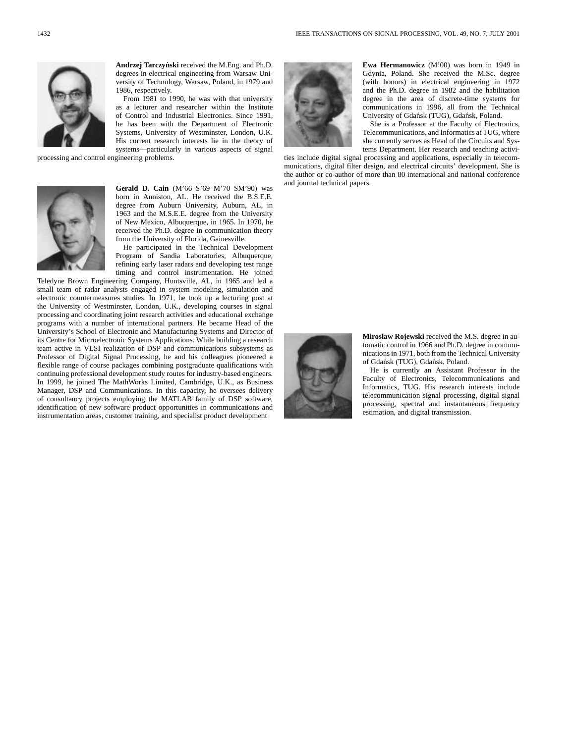**Andrzej Tarczyński** received the M.Eng. and Ph.D. degrees in electrical engineering from Warsaw University of Technology, Warsaw, Poland, in 1979 and 1986, respectively.

From 1981 to 1990, he was with that university as a lecturer and researcher within the Institute of Control and Industrial Electronics. Since 1991, he has been with the Department of Electronic Systems, University of Westminster, London, U.K. His current research interests lie in the theory of systems—particularly in various aspects of signal processing and control engineering problems.

**Gerald D. Cain** (M'66–S'69–M'70–SM'90) was born in Anniston, AL. He received the B.S.E.E. degree from Auburn University, Auburn, AL, in 1963 and the M.S.E.E. degree from the University of New Mexico, Albuquerque, in 1965. In 1970, he received the Ph.D. degree in communication theory from the University of Florida, Gainesville.

He participated in the Technical Development Program of Sandia Laboratories, Albuquerque, refining early laser radars and developing test range timing and control instrumentation. He joined Teledyne Brown Engineering Company, Huntsville, AL, in 1965 and led a small team of radar analysts engaged in system modeling, simulation and electronic countermeasures studies. In 1971, he took up a lecturing post at the University of Westminster, London, U.K., developing courses in signal processing and coordinating joint research activities and educational exchange programs with a number of international partners. He became Head of the University's School of Electronic and Manufacturing Systems and Director of its Centre for Microelectronic Systems Applications. While building a research team active in VLSI realization of DSP and communications subsystems as Professor of Digital Signal Processing, he and his colleagues pioneered a flexible range of course packages combining postgraduate qualifications with continuing professional development study routes for industry-based engineers. In 1999, he joined The MathWorks Limited, Cambridge, U.K., as Business Manager, DSP and Communications. In this capacity, he oversees delivery of consultancy projects employing the MATLAB family of DSP software, identification of new software product opportunities in communications and instrumentation areas, customer training, and specialist product development

**Ewa Hermanowicz** (M'00) was born in 1949 in Gdynia, Poland. She received the M.Sc. degree (with honors) in electrical engineering in 1972 and the Ph.D. degree in 1982 and the habilitation degree in the area of discrete-time systems for communications in 1996, all from the Technical University of Gdańsk (TUG), Gdańsk, Poland.

She is a Professor at the Faculty of Electronics, Telecommunications, and Informatics at TUG, where she currently serves as Head of the Circuits and Systems Department. Her research and teaching activities include digital signal processing and applications, especially in telecommunications, digital filter design, and electrical circuits' development. She is the author or co-author of more than 80 international and national conference and journal technical papers.

**Mirosław Rojewski** received the M.S. degree in automatic control in 1966 and Ph.D. degree in communications in 1971, both from the Technical University of Gdańsk (TUG), Gdańsk, Poland.

He is currently an Assistant Professor in the Faculty of Electronics, Telecommunications and Informatics, TUG. His research interests include telecommunication signal processing, digital signal processing, spectral and instantaneous frequency estimation, and digital transmission.